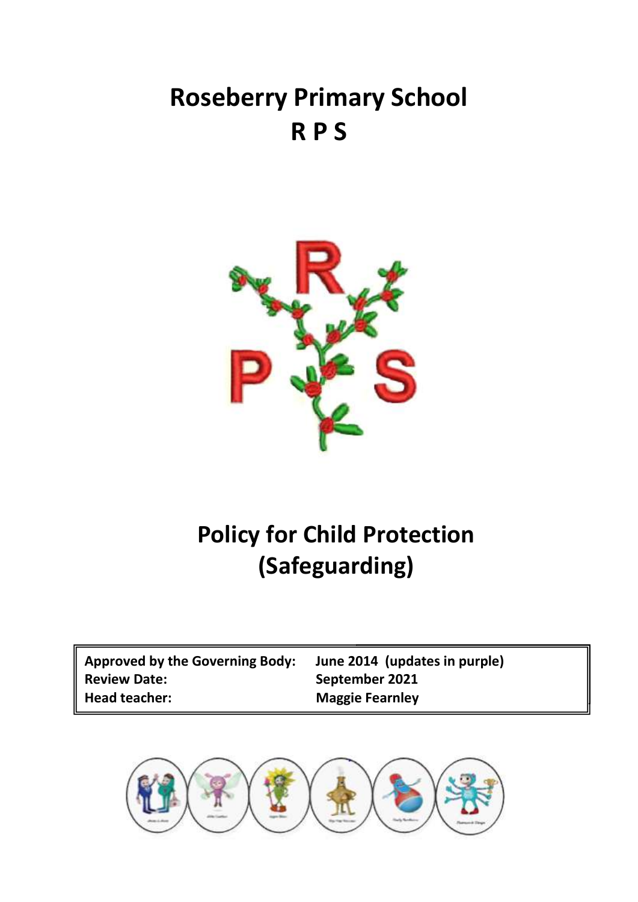# Roseberry Primary School
# R P S

# Policy for Child Protection (Safeguarding)

| Approved by the Governing Body: | June 2014 (updates in purple) |
|---|---|
| Review Date: | September 2021 |
| Head teacher: | Maggie Fearnley |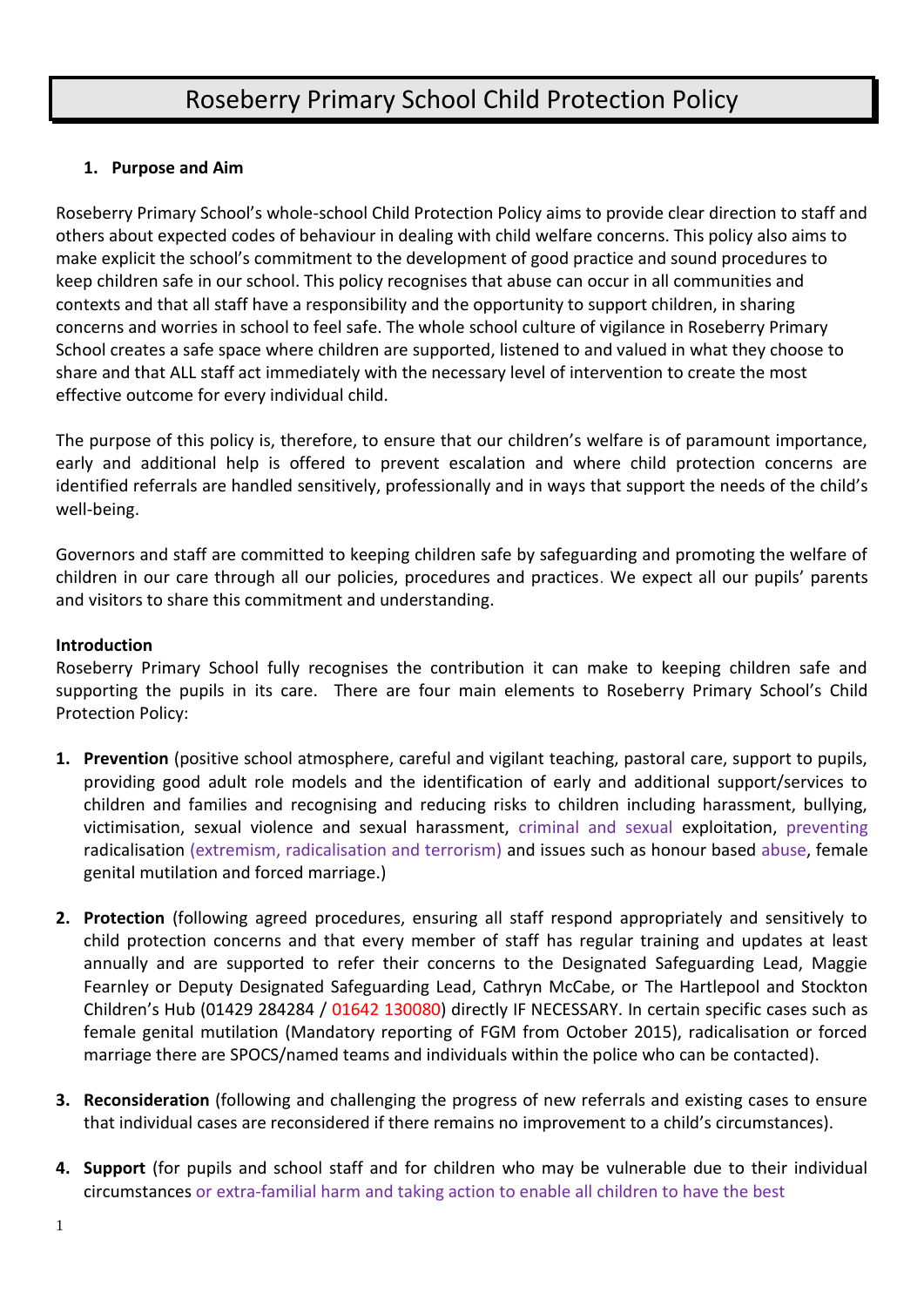# Roseberry Primary School Child Protection Policy

## 1. Purpose and Aim

Roseberry Primary School's whole-school Child Protection Policy aims to provide clear direction to staff and others about expected codes of behaviour in dealing with child welfare concerns. This policy also aims to make explicit the school's commitment to the development of good practice and sound procedures to keep children safe in our school. This policy recognises that abuse can occur in all communities and contexts and that all staff have a responsibility and the opportunity to support children, in sharing concerns and worries in school to feel safe. The whole school culture of vigilance in Roseberry Primary School creates a safe space where children are supported, listened to and valued in what they choose to share and that ALL staff act immediately with the necessary level of intervention to create the most effective outcome for every individual child.

The purpose of this policy is, therefore, to ensure that our children's welfare is of paramount importance, early and additional help is offered to prevent escalation and where child protection concerns are identified referrals are handled sensitively, professionally and in ways that support the needs of the child's well-being.

Governors and staff are committed to keeping children safe by safeguarding and promoting the welfare of children in our care through all our policies, procedures and practices. We expect all our pupils' parents and visitors to share this commitment and understanding.

**Introduction**

Roseberry Primary School fully recognises the contribution it can make to keeping children safe and supporting the pupils in its care. There are four main elements to Roseberry Primary School's Child Protection Policy:

1. **Prevention** (positive school atmosphere, careful and vigilant teaching, pastoral care, support to pupils, providing good adult role models and the identification of early and additional support/services to children and families and recognising and reducing risks to children including harassment, bullying, victimisation, sexual violence and sexual harassment, criminal and sexual exploitation, preventing radicalisation (extremism, radicalisation and terrorism) and issues such as honour based abuse, female genital mutilation and forced marriage.)

2. **Protection** (following agreed procedures, ensuring all staff respond appropriately and sensitively to child protection concerns and that every member of staff has regular training and updates at least annually and are supported to refer their concerns to the Designated Safeguarding Lead, Maggie Fearnley or Deputy Designated Safeguarding Lead, Cathryn McCabe, or The Hartlepool and Stockton Children's Hub (01429 284284 / 01642 130080) directly IF NECESSARY. In certain specific cases such as female genital mutilation (Mandatory reporting of FGM from October 2015), radicalisation or forced marriage there are SPOCS/named teams and individuals within the police who can be contacted).

3. **Reconsideration** (following and challenging the progress of new referrals and existing cases to ensure that individual cases are reconsidered if there remains no improvement to a child's circumstances).

4. **Support** (for pupils and school staff and for children who may be vulnerable due to their individual circumstances or extra-familial harm and taking action to enable all children to have the best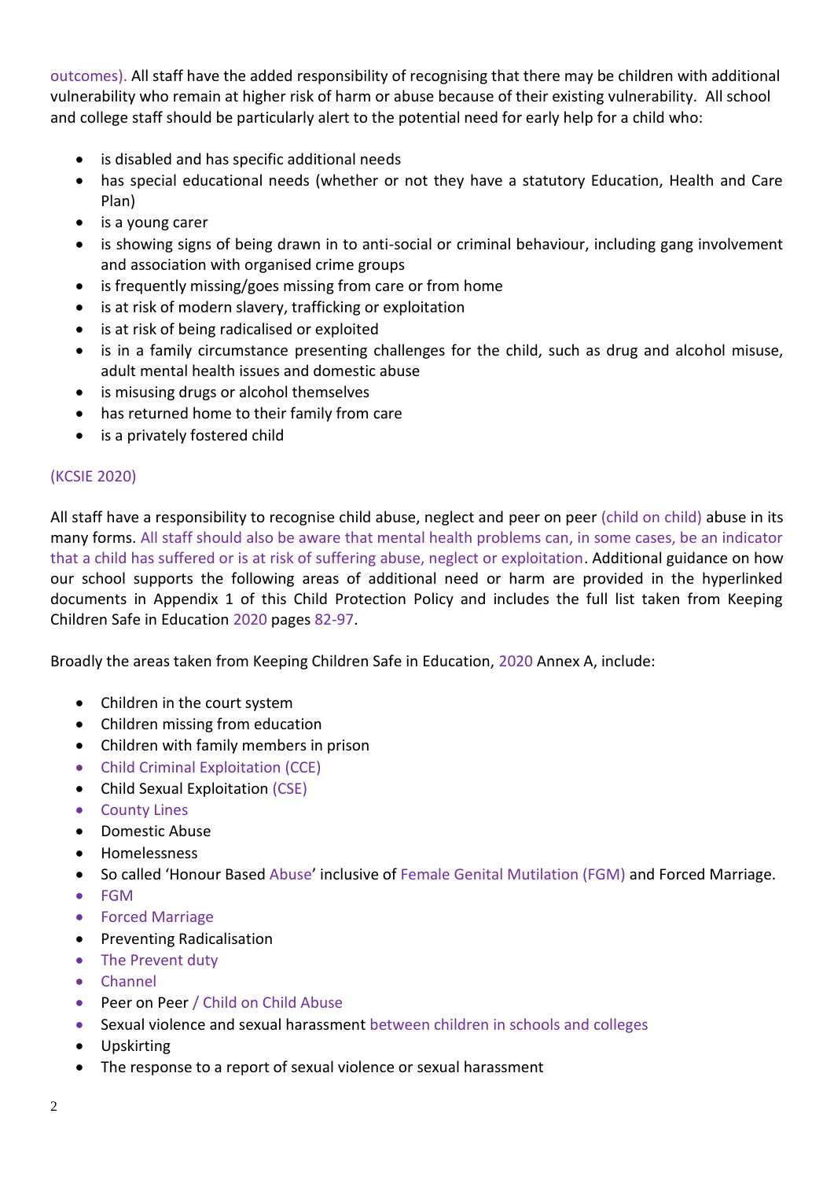outcomes). All staff have the added responsibility of recognising that there may be children with additional vulnerability who remain at higher risk of harm or abuse because of their existing vulnerability. All school and college staff should be particularly alert to the potential need for early help for a child who:

- is disabled and has specific additional needs
- has special educational needs (whether or not they have a statutory Education, Health and Care Plan)
- is a young carer
- is showing signs of being drawn in to anti-social or criminal behaviour, including gang involvement and association with organised crime groups
- is frequently missing/goes missing from care or from home
- is at risk of modern slavery, trafficking or exploitation
- is at risk of being radicalised or exploited
- is in a family circumstance presenting challenges for the child, such as drug and alcohol misuse, adult mental health issues and domestic abuse
- is misusing drugs or alcohol themselves
- has returned home to their family from care
- is a privately fostered child

(KCSIE 2020)

All staff have a responsibility to recognise child abuse, neglect and peer on peer (child on child) abuse in its many forms. All staff should also be aware that mental health problems can, in some cases, be an indicator that a child has suffered or is at risk of suffering abuse, neglect or exploitation. Additional guidance on how our school supports the following areas of additional need or harm are provided in the hyperlinked documents in Appendix 1 of this Child Protection Policy and includes the full list taken from Keeping Children Safe in Education 2020 pages 82-97.

Broadly the areas taken from Keeping Children Safe in Education, 2020 Annex A, include:

- Children in the court system
- Children missing from education
- Children with family members in prison
- Child Criminal Exploitation (CCE)
- Child Sexual Exploitation (CSE)
- County Lines
- Domestic Abuse
- Homelessness
- So called 'Honour Based Abuse' inclusive of Female Genital Mutilation (FGM) and Forced Marriage.
- FGM
- Forced Marriage
- Preventing Radicalisation
- The Prevent duty
- Channel
- Peer on Peer / Child on Child Abuse
- Sexual violence and sexual harassment between children in schools and colleges
- Upskirting
- The response to a report of sexual violence or sexual harassment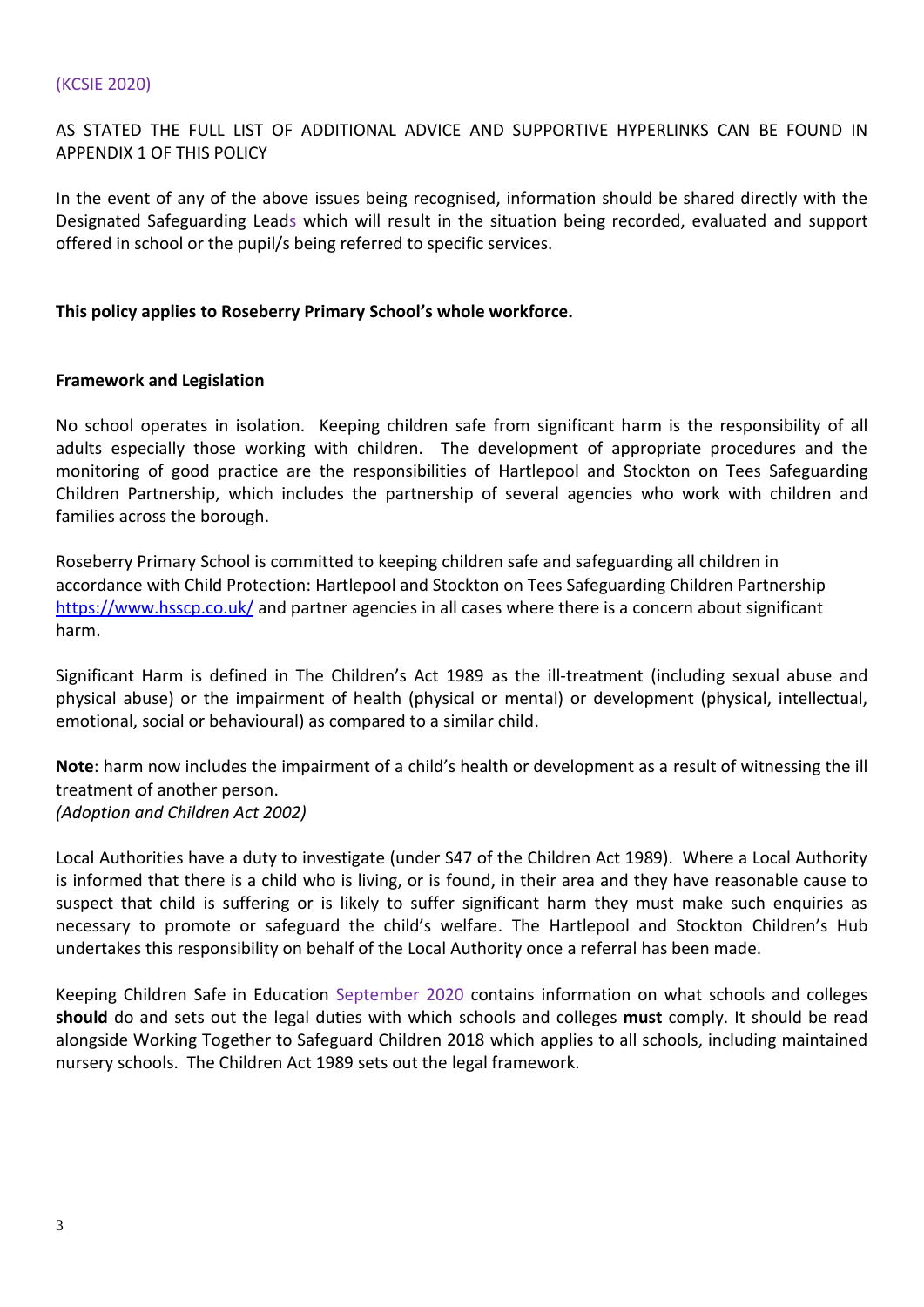(KCSIE 2020)

AS STATED THE FULL LIST OF ADDITIONAL ADVICE AND SUPPORTIVE HYPERLINKS CAN BE FOUND IN APPENDIX 1 OF THIS POLICY

In the event of any of the above issues being recognised, information should be shared directly with the Designated Safeguarding Leads which will result in the situation being recorded, evaluated and support offered in school or the pupil/s being referred to specific services.

**This policy applies to Roseberry Primary School's whole workforce.**

**Framework and Legislation**

No school operates in isolation. Keeping children safe from significant harm is the responsibility of all adults especially those working with children. The development of appropriate procedures and the monitoring of good practice are the responsibilities of Hartlepool and Stockton on Tees Safeguarding Children Partnership, which includes the partnership of several agencies who work with children and families across the borough.

Roseberry Primary School is committed to keeping children safe and safeguarding all children in accordance with Child Protection: Hartlepool and Stockton on Tees Safeguarding Children Partnership https://www.hsscp.co.uk/ and partner agencies in all cases where there is a concern about significant harm.

Significant Harm is defined in The Children's Act 1989 as the ill-treatment (including sexual abuse and physical abuse) or the impairment of health (physical or mental) or development (physical, intellectual, emotional, social or behavioural) as compared to a similar child.

**Note**: harm now includes the impairment of a child's health or development as a result of witnessing the ill treatment of another person.
*(Adoption and Children Act 2002)*

Local Authorities have a duty to investigate (under S47 of the Children Act 1989). Where a Local Authority is informed that there is a child who is living, or is found, in their area and they have reasonable cause to suspect that child is suffering or is likely to suffer significant harm they must make such enquiries as necessary to promote or safeguard the child's welfare. The Hartlepool and Stockton Children's Hub undertakes this responsibility on behalf of the Local Authority once a referral has been made.

Keeping Children Safe in Education September 2020 contains information on what schools and colleges **should** do and sets out the legal duties with which schools and colleges **must** comply. It should be read alongside Working Together to Safeguard Children 2018 which applies to all schools, including maintained nursery schools. The Children Act 1989 sets out the legal framework.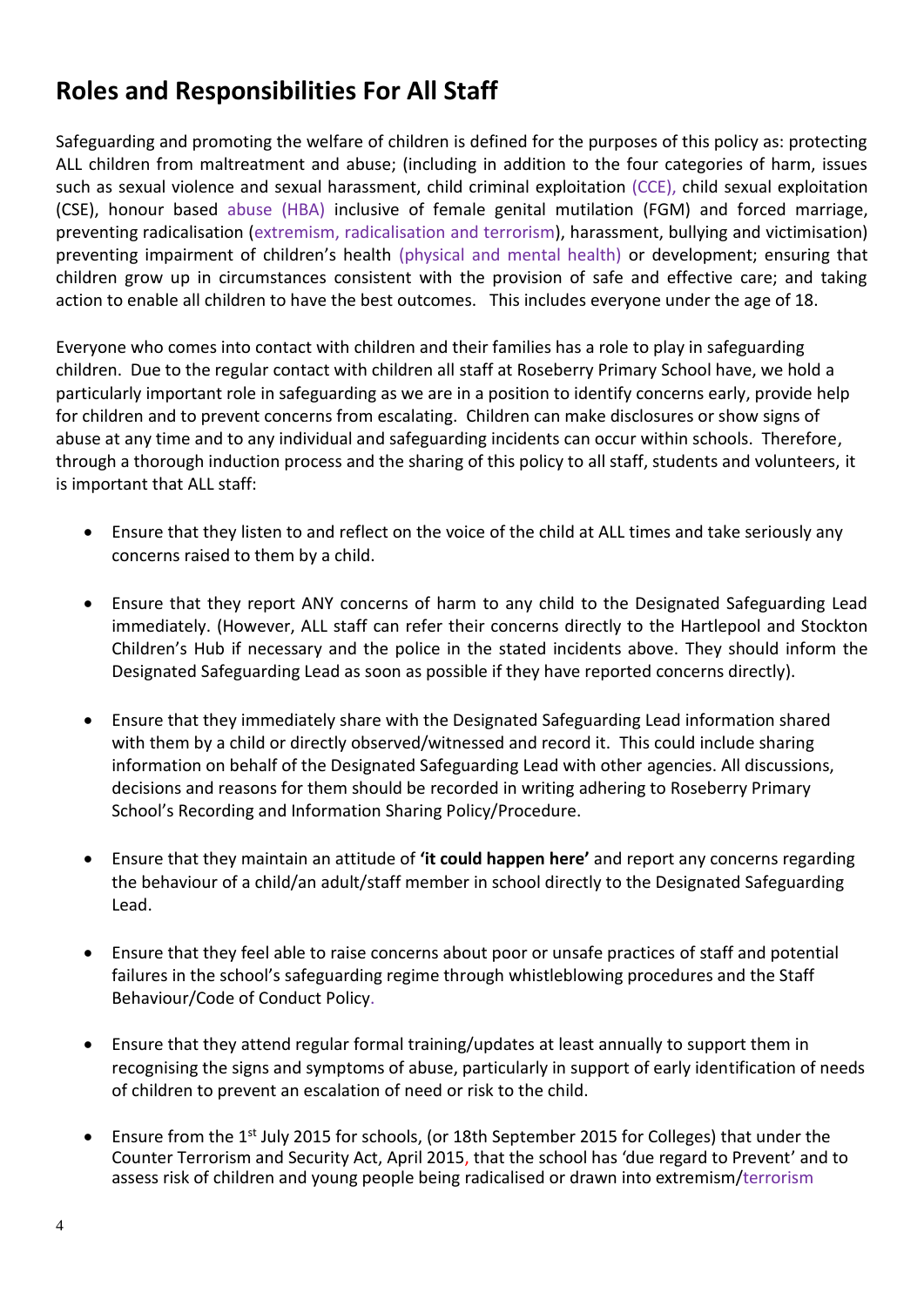## Roles and Responsibilities For All Staff

Safeguarding and promoting the welfare of children is defined for the purposes of this policy as: protecting ALL children from maltreatment and abuse; (including in addition to the four categories of harm, issues such as sexual violence and sexual harassment, child criminal exploitation (CCE), child sexual exploitation (CSE), honour based abuse (HBA) inclusive of female genital mutilation (FGM) and forced marriage, preventing radicalisation (extremism, radicalisation and terrorism), harassment, bullying and victimisation) preventing impairment of children's health (physical and mental health) or development; ensuring that children grow up in circumstances consistent with the provision of safe and effective care; and taking action to enable all children to have the best outcomes. This includes everyone under the age of 18.

Everyone who comes into contact with children and their families has a role to play in safeguarding children. Due to the regular contact with children all staff at Roseberry Primary School have, we hold a particularly important role in safeguarding as we are in a position to identify concerns early, provide help for children and to prevent concerns from escalating. Children can make disclosures or show signs of abuse at any time and to any individual and safeguarding incidents can occur within schools. Therefore, through a thorough induction process and the sharing of this policy to all staff, students and volunteers, it is important that ALL staff:

- Ensure that they listen to and reflect on the voice of the child at ALL times and take seriously any concerns raised to them by a child.
- Ensure that they report ANY concerns of harm to any child to the Designated Safeguarding Lead immediately. (However, ALL staff can refer their concerns directly to the Hartlepool and Stockton Children's Hub if necessary and the police in the stated incidents above. They should inform the Designated Safeguarding Lead as soon as possible if they have reported concerns directly).
- Ensure that they immediately share with the Designated Safeguarding Lead information shared with them by a child or directly observed/witnessed and record it. This could include sharing information on behalf of the Designated Safeguarding Lead with other agencies. All discussions, decisions and reasons for them should be recorded in writing adhering to Roseberry Primary School's Recording and Information Sharing Policy/Procedure.
- Ensure that they maintain an attitude of **'it could happen here'** and report any concerns regarding the behaviour of a child/an adult/staff member in school directly to the Designated Safeguarding Lead.
- Ensure that they feel able to raise concerns about poor or unsafe practices of staff and potential failures in the school's safeguarding regime through whistleblowing procedures and the Staff Behaviour/Code of Conduct Policy.
- Ensure that they attend regular formal training/updates at least annually to support them in recognising the signs and symptoms of abuse, particularly in support of early identification of needs of children to prevent an escalation of need or risk to the child.
- Ensure from the 1st July 2015 for schools, (or 18th September 2015 for Colleges) that under the Counter Terrorism and Security Act, April 2015, that the school has 'due regard to Prevent' and to assess risk of children and young people being radicalised or drawn into extremism/terrorism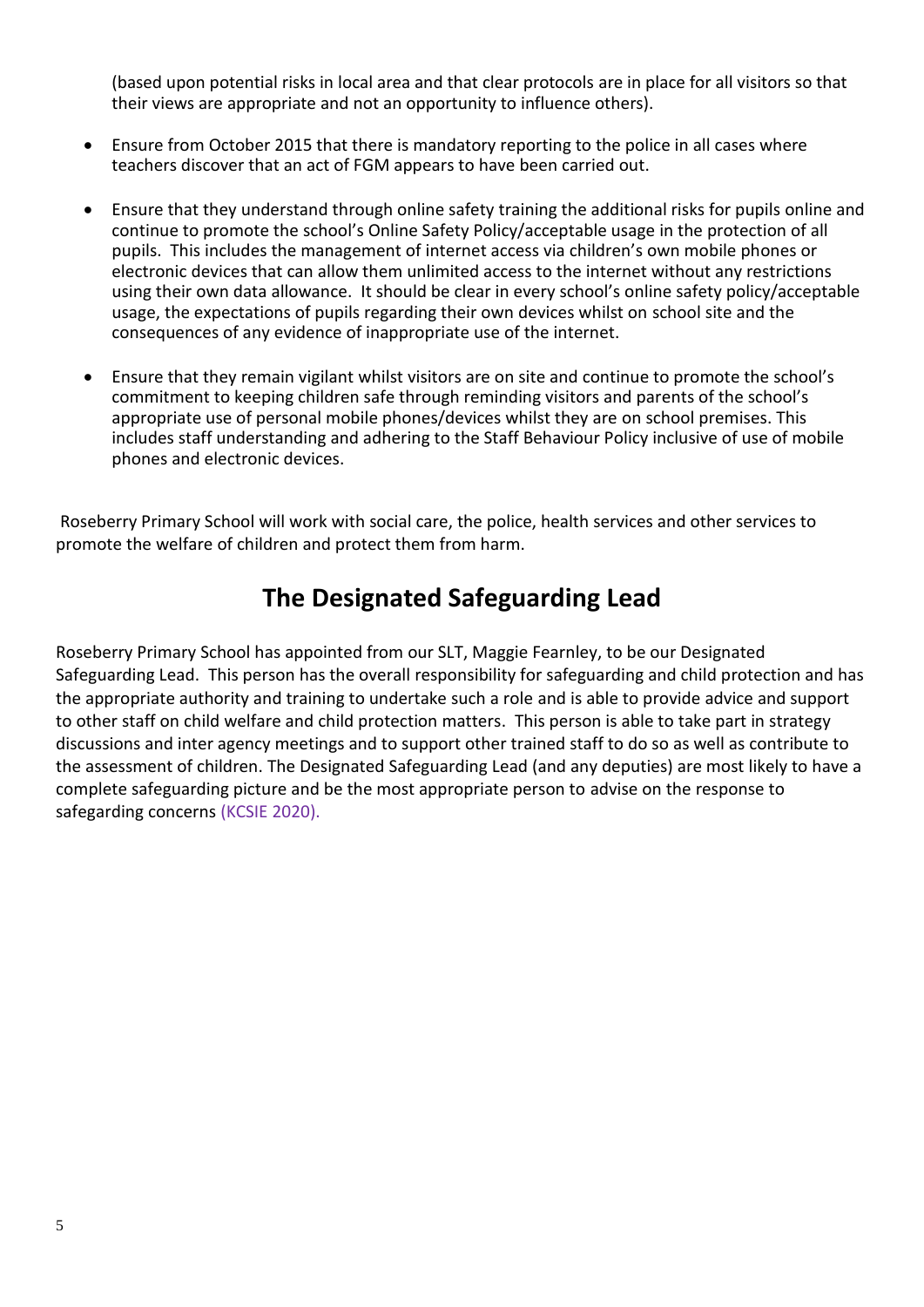(based upon potential risks in local area and that clear protocols are in place for all visitors so that their views are appropriate and not an opportunity to influence others).

- Ensure from October 2015 that there is mandatory reporting to the police in all cases where teachers discover that an act of FGM appears to have been carried out.
- Ensure that they understand through online safety training the additional risks for pupils online and continue to promote the school's Online Safety Policy/acceptable usage in the protection of all pupils. This includes the management of internet access via children's own mobile phones or electronic devices that can allow them unlimited access to the internet without any restrictions using their own data allowance. It should be clear in every school's online safety policy/acceptable usage, the expectations of pupils regarding their own devices whilst on school site and the consequences of any evidence of inappropriate use of the internet.
- Ensure that they remain vigilant whilst visitors are on site and continue to promote the school's commitment to keeping children safe through reminding visitors and parents of the school's appropriate use of personal mobile phones/devices whilst they are on school premises. This includes staff understanding and adhering to the Staff Behaviour Policy inclusive of use of mobile phones and electronic devices.

Roseberry Primary School will work with social care, the police, health services and other services to promote the welfare of children and protect them from harm.

## The Designated Safeguarding Lead

Roseberry Primary School has appointed from our SLT, Maggie Fearnley, to be our Designated Safeguarding Lead. This person has the overall responsibility for safeguarding and child protection and has the appropriate authority and training to undertake such a role and is able to provide advice and support to other staff on child welfare and child protection matters. This person is able to take part in strategy discussions and inter agency meetings and to support other trained staff to do so as well as contribute to the assessment of children. The Designated Safeguarding Lead (and any deputies) are most likely to have a complete safeguarding picture and be the most appropriate person to advise on the response to safegarding concerns (KCSIE 2020).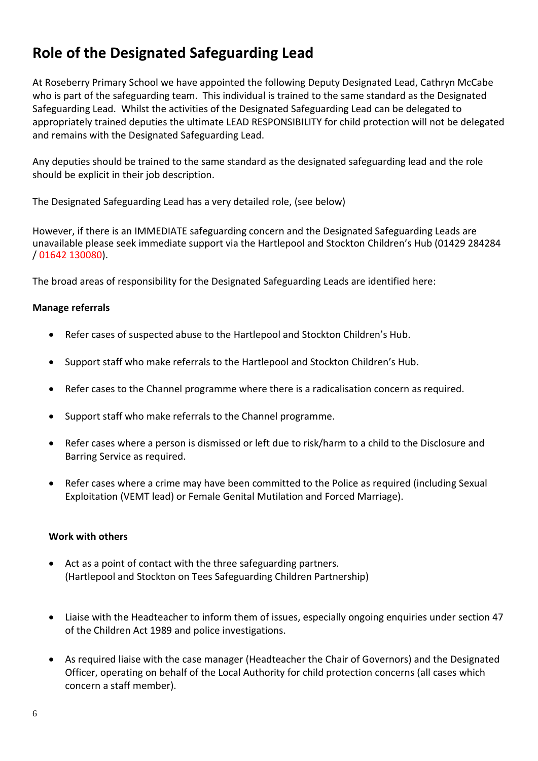# Role of the Designated Safeguarding Lead

At Roseberry Primary School we have appointed the following Deputy Designated Lead, Cathryn McCabe who is part of the safeguarding team. This individual is trained to the same standard as the Designated Safeguarding Lead. Whilst the activities of the Designated Safeguarding Lead can be delegated to appropriately trained deputies the ultimate LEAD RESPONSIBILITY for child protection will not be delegated and remains with the Designated Safeguarding Lead.

Any deputies should be trained to the same standard as the designated safeguarding lead and the role should be explicit in their job description.

The Designated Safeguarding Lead has a very detailed role, (see below)

However, if there is an IMMEDIATE safeguarding concern and the Designated Safeguarding Leads are unavailable please seek immediate support via the Hartlepool and Stockton Children's Hub (01429 284284 / 01642 130080).

The broad areas of responsibility for the Designated Safeguarding Leads are identified here:

**Manage referrals**

- Refer cases of suspected abuse to the Hartlepool and Stockton Children's Hub.
- Support staff who make referrals to the Hartlepool and Stockton Children's Hub.
- Refer cases to the Channel programme where there is a radicalisation concern as required.
- Support staff who make referrals to the Channel programme.
- Refer cases where a person is dismissed or left due to risk/harm to a child to the Disclosure and Barring Service as required.
- Refer cases where a crime may have been committed to the Police as required (including Sexual Exploitation (VEMT lead) or Female Genital Mutilation and Forced Marriage).

**Work with others**

- Act as a point of contact with the three safeguarding partners. (Hartlepool and Stockton on Tees Safeguarding Children Partnership)
- Liaise with the Headteacher to inform them of issues, especially ongoing enquiries under section 47 of the Children Act 1989 and police investigations.
- As required liaise with the case manager (Headteacher the Chair of Governors) and the Designated Officer, operating on behalf of the Local Authority for child protection concerns (all cases which concern a staff member).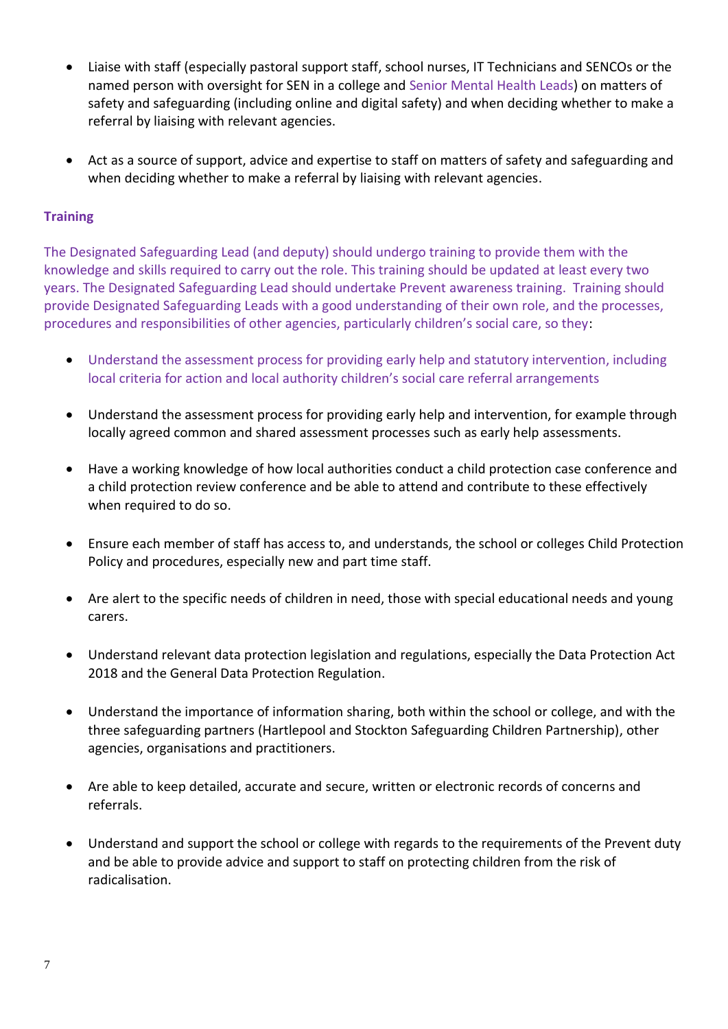- Liaise with staff (especially pastoral support staff, school nurses, IT Technicians and SENCOs or the named person with oversight for SEN in a college and Senior Mental Health Leads) on matters of safety and safeguarding (including online and digital safety) and when deciding whether to make a referral by liaising with relevant agencies.

- Act as a source of support, advice and expertise to staff on matters of safety and safeguarding and when deciding whether to make a referral by liaising with relevant agencies.

**Training**

The Designated Safeguarding Lead (and deputy) should undergo training to provide them with the knowledge and skills required to carry out the role. This training should be updated at least every two years. The Designated Safeguarding Lead should undertake Prevent awareness training. Training should provide Designated Safeguarding Leads with a good understanding of their own role, and the processes, procedures and responsibilities of other agencies, particularly children's social care, so they:

- Understand the assessment process for providing early help and statutory intervention, including local criteria for action and local authority children's social care referral arrangements

- Understand the assessment process for providing early help and intervention, for example through locally agreed common and shared assessment processes such as early help assessments.

- Have a working knowledge of how local authorities conduct a child protection case conference and a child protection review conference and be able to attend and contribute to these effectively when required to do so.

- Ensure each member of staff has access to, and understands, the school or colleges Child Protection Policy and procedures, especially new and part time staff.

- Are alert to the specific needs of children in need, those with special educational needs and young carers.

- Understand relevant data protection legislation and regulations, especially the Data Protection Act 2018 and the General Data Protection Regulation.

- Understand the importance of information sharing, both within the school or college, and with the three safeguarding partners (Hartlepool and Stockton Safeguarding Children Partnership), other agencies, organisations and practitioners.

- Are able to keep detailed, accurate and secure, written or electronic records of concerns and referrals.

- Understand and support the school or college with regards to the requirements of the Prevent duty and be able to provide advice and support to staff on protecting children from the risk of radicalisation.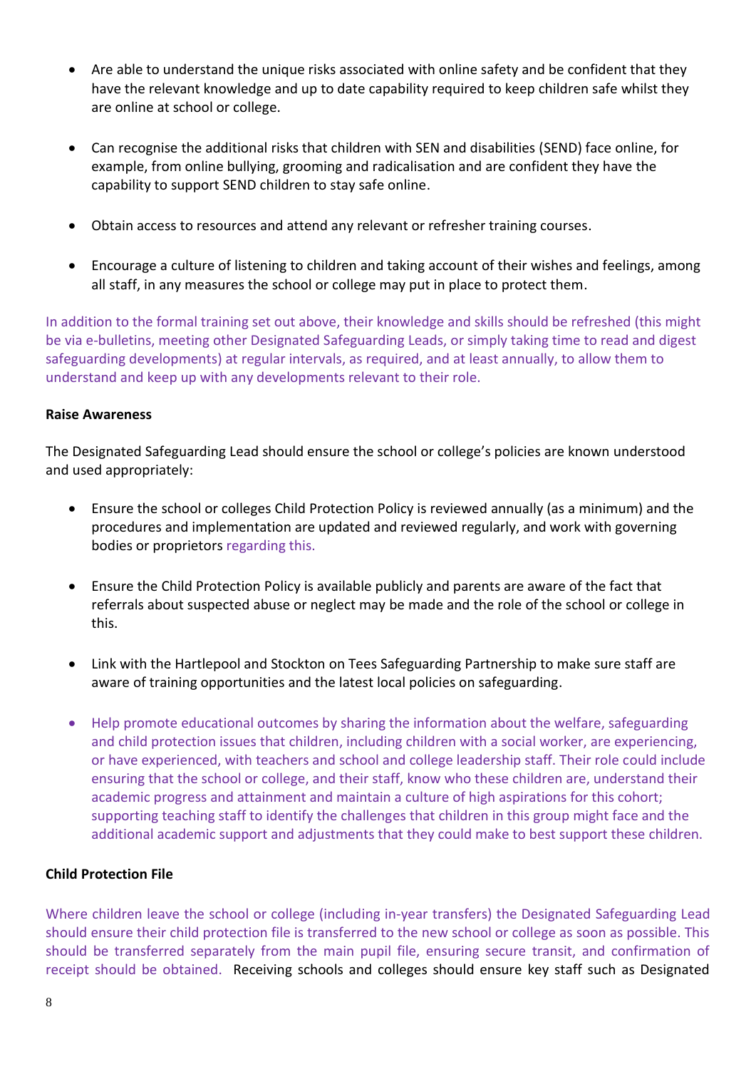- Are able to understand the unique risks associated with online safety and be confident that they have the relevant knowledge and up to date capability required to keep children safe whilst they are online at school or college.

- Can recognise the additional risks that children with SEN and disabilities (SEND) face online, for example, from online bullying, grooming and radicalisation and are confident they have the capability to support SEND children to stay safe online.

- Obtain access to resources and attend any relevant or refresher training courses.

- Encourage a culture of listening to children and taking account of their wishes and feelings, among all staff, in any measures the school or college may put in place to protect them.

In addition to the formal training set out above, their knowledge and skills should be refreshed (this might be via e-bulletins, meeting other Designated Safeguarding Leads, or simply taking time to read and digest safeguarding developments) at regular intervals, as required, and at least annually, to allow them to understand and keep up with any developments relevant to their role.

**Raise Awareness**

The Designated Safeguarding Lead should ensure the school or college's policies are known understood and used appropriately:

- Ensure the school or colleges Child Protection Policy is reviewed annually (as a minimum) and the procedures and implementation are updated and reviewed regularly, and work with governing bodies or proprietors regarding this.

- Ensure the Child Protection Policy is available publicly and parents are aware of the fact that referrals about suspected abuse or neglect may be made and the role of the school or college in this.

- Link with the Hartlepool and Stockton on Tees Safeguarding Partnership to make sure staff are aware of training opportunities and the latest local policies on safeguarding.

- Help promote educational outcomes by sharing the information about the welfare, safeguarding and child protection issues that children, including children with a social worker, are experiencing, or have experienced, with teachers and school and college leadership staff. Their role could include ensuring that the school or college, and their staff, know who these children are, understand their academic progress and attainment and maintain a culture of high aspirations for this cohort; supporting teaching staff to identify the challenges that children in this group might face and the additional academic support and adjustments that they could make to best support these children.

**Child Protection File**

Where children leave the school or college (including in-year transfers) the Designated Safeguarding Lead should ensure their child protection file is transferred to the new school or college as soon as possible. This should be transferred separately from the main pupil file, ensuring secure transit, and confirmation of receipt should be obtained. Receiving schools and colleges should ensure key staff such as Designated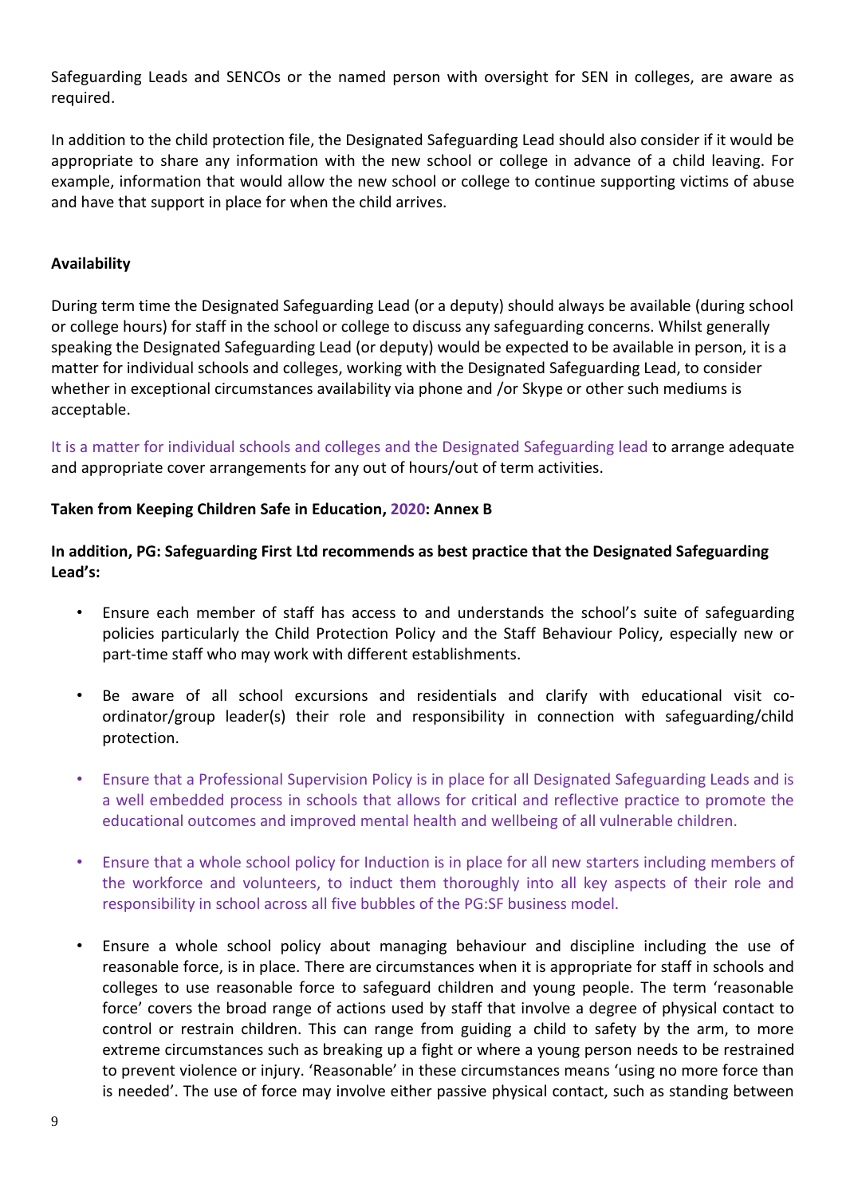Safeguarding Leads and SENCOs or the named person with oversight for SEN in colleges, are aware as required.

In addition to the child protection file, the Designated Safeguarding Lead should also consider if it would be appropriate to share any information with the new school or college in advance of a child leaving. For example, information that would allow the new school or college to continue supporting victims of abuse and have that support in place for when the child arrives.

**Availability**

During term time the Designated Safeguarding Lead (or a deputy) should always be available (during school or college hours) for staff in the school or college to discuss any safeguarding concerns. Whilst generally speaking the Designated Safeguarding Lead (or deputy) would be expected to be available in person, it is a matter for individual schools and colleges, working with the Designated Safeguarding Lead, to consider whether in exceptional circumstances availability via phone and /or Skype or other such mediums is acceptable.

It is a matter for individual schools and colleges and the Designated Safeguarding lead to arrange adequate and appropriate cover arrangements for any out of hours/out of term activities.

**Taken from Keeping Children Safe in Education, 2020: Annex B**

**In addition, PG: Safeguarding First Ltd recommends as best practice that the Designated Safeguarding Lead's:**

- Ensure each member of staff has access to and understands the school's suite of safeguarding policies particularly the Child Protection Policy and the Staff Behaviour Policy, especially new or part-time staff who may work with different establishments.

- Be aware of all school excursions and residentials and clarify with educational visit co-ordinator/group leader(s) their role and responsibility in connection with safeguarding/child protection.

- Ensure that a Professional Supervision Policy is in place for all Designated Safeguarding Leads and is a well embedded process in schools that allows for critical and reflective practice to promote the educational outcomes and improved mental health and wellbeing of all vulnerable children.

- Ensure that a whole school policy for Induction is in place for all new starters including members of the workforce and volunteers, to induct them thoroughly into all key aspects of their role and responsibility in school across all five bubbles of the PG:SF business model.

- Ensure a whole school policy about managing behaviour and discipline including the use of reasonable force, is in place. There are circumstances when it is appropriate for staff in schools and colleges to use reasonable force to safeguard children and young people. The term 'reasonable force' covers the broad range of actions used by staff that involve a degree of physical contact to control or restrain children. This can range from guiding a child to safety by the arm, to more extreme circumstances such as breaking up a fight or where a young person needs to be restrained to prevent violence or injury. 'Reasonable' in these circumstances means 'using no more force than is needed'. The use of force may involve either passive physical contact, such as standing between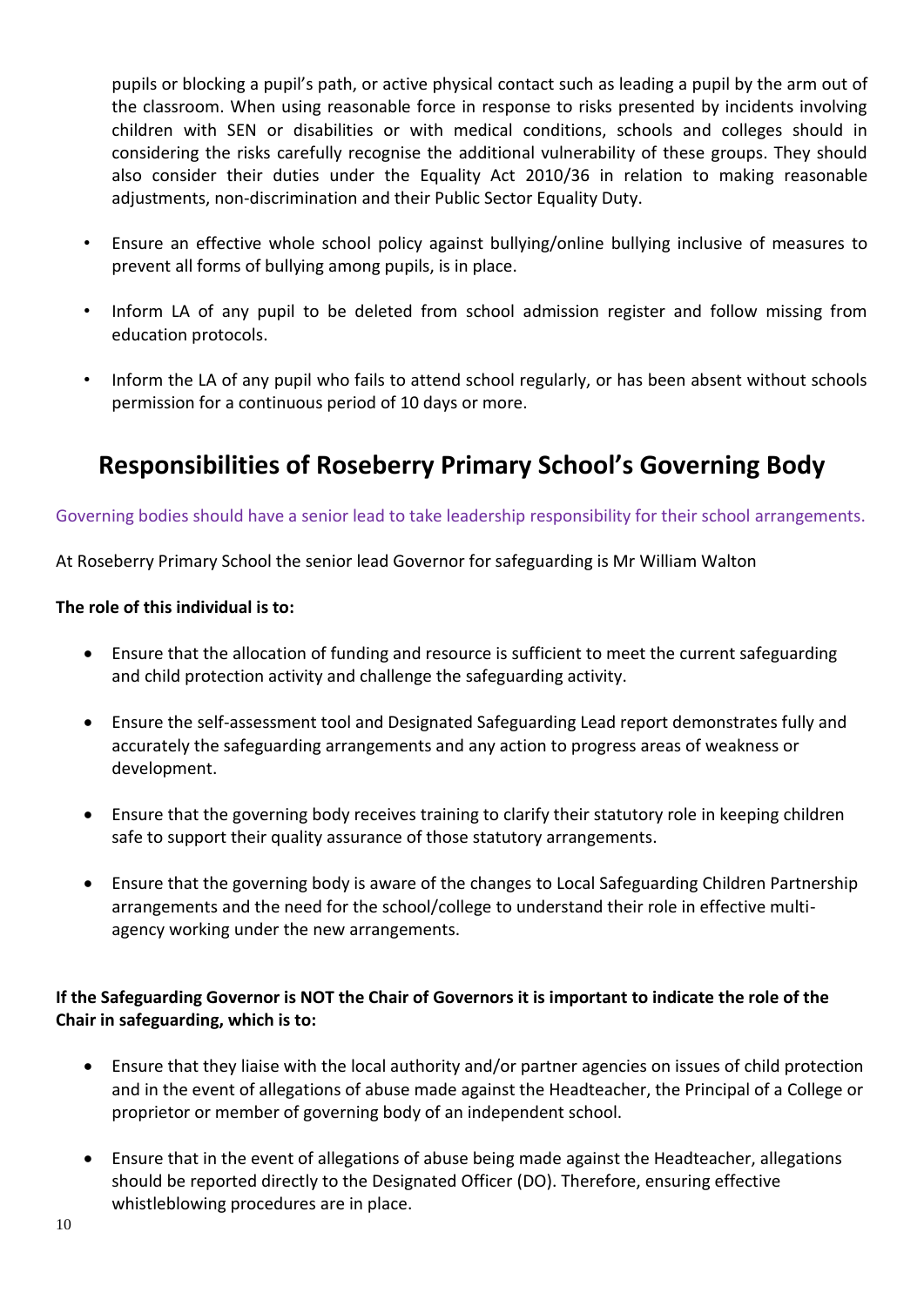pupils or blocking a pupil's path, or active physical contact such as leading a pupil by the arm out of the classroom. When using reasonable force in response to risks presented by incidents involving children with SEN or disabilities or with medical conditions, schools and colleges should in considering the risks carefully recognise the additional vulnerability of these groups. They should also consider their duties under the Equality Act 2010/36 in relation to making reasonable adjustments, non-discrimination and their Public Sector Equality Duty.

- Ensure an effective whole school policy against bullying/online bullying inclusive of measures to prevent all forms of bullying among pupils, is in place.
- Inform LA of any pupil to be deleted from school admission register and follow missing from education protocols.
- Inform the LA of any pupil who fails to attend school regularly, or has been absent without schools permission for a continuous period of 10 days or more.

# Responsibilities of Roseberry Primary School's Governing Body

Governing bodies should have a senior lead to take leadership responsibility for their school arrangements.

At Roseberry Primary School the senior lead Governor for safeguarding is Mr William Walton

**The role of this individual is to:**

- Ensure that the allocation of funding and resource is sufficient to meet the current safeguarding and child protection activity and challenge the safeguarding activity.
- Ensure the self-assessment tool and Designated Safeguarding Lead report demonstrates fully and accurately the safeguarding arrangements and any action to progress areas of weakness or development.
- Ensure that the governing body receives training to clarify their statutory role in keeping children safe to support their quality assurance of those statutory arrangements.
- Ensure that the governing body is aware of the changes to Local Safeguarding Children Partnership arrangements and the need for the school/college to understand their role in effective multi-agency working under the new arrangements.

**If the Safeguarding Governor is NOT the Chair of Governors it is important to indicate the role of the Chair in safeguarding, which is to:**

- Ensure that they liaise with the local authority and/or partner agencies on issues of child protection and in the event of allegations of abuse made against the Headteacher, the Principal of a College or proprietor or member of governing body of an independent school.
- Ensure that in the event of allegations of abuse being made against the Headteacher, allegations should be reported directly to the Designated Officer (DO). Therefore, ensuring effective whistleblowing procedures are in place.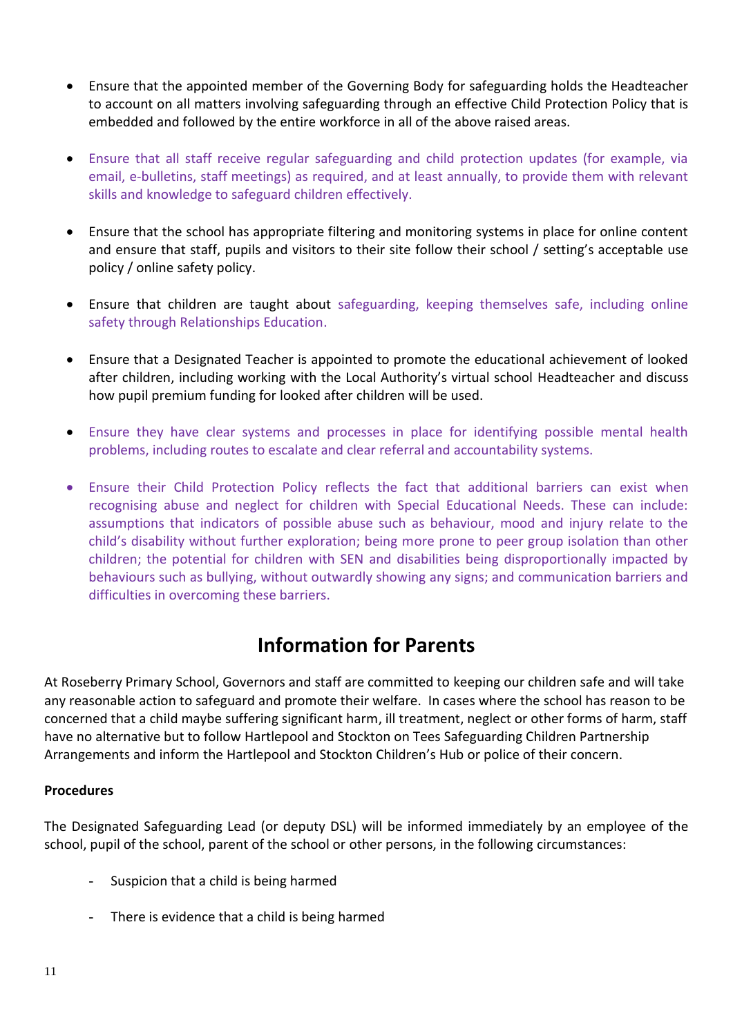- Ensure that the appointed member of the Governing Body for safeguarding holds the Headteacher to account on all matters involving safeguarding through an effective Child Protection Policy that is embedded and followed by the entire workforce in all of the above raised areas.

- Ensure that all staff receive regular safeguarding and child protection updates (for example, via email, e-bulletins, staff meetings) as required, and at least annually, to provide them with relevant skills and knowledge to safeguard children effectively.

- Ensure that the school has appropriate filtering and monitoring systems in place for online content and ensure that staff, pupils and visitors to their site follow their school / setting's acceptable use policy / online safety policy.

- Ensure that children are taught about safeguarding, keeping themselves safe, including online safety through Relationships Education.

- Ensure that a Designated Teacher is appointed to promote the educational achievement of looked after children, including working with the Local Authority's virtual school Headteacher and discuss how pupil premium funding for looked after children will be used.

- Ensure they have clear systems and processes in place for identifying possible mental health problems, including routes to escalate and clear referral and accountability systems.

- Ensure their Child Protection Policy reflects the fact that additional barriers can exist when recognising abuse and neglect for children with Special Educational Needs. These can include: assumptions that indicators of possible abuse such as behaviour, mood and injury relate to the child's disability without further exploration; being more prone to peer group isolation than other children; the potential for children with SEN and disabilities being disproportionally impacted by behaviours such as bullying, without outwardly showing any signs; and communication barriers and difficulties in overcoming these barriers.

## Information for Parents

At Roseberry Primary School, Governors and staff are committed to keeping our children safe and will take any reasonable action to safeguard and promote their welfare. In cases where the school has reason to be concerned that a child maybe suffering significant harm, ill treatment, neglect or other forms of harm, staff have no alternative but to follow Hartlepool and Stockton on Tees Safeguarding Children Partnership Arrangements and inform the Hartlepool and Stockton Children's Hub or police of their concern.

**Procedures**

The Designated Safeguarding Lead (or deputy DSL) will be informed immediately by an employee of the school, pupil of the school, parent of the school or other persons, in the following circumstances:

- Suspicion that a child is being harmed
- There is evidence that a child is being harmed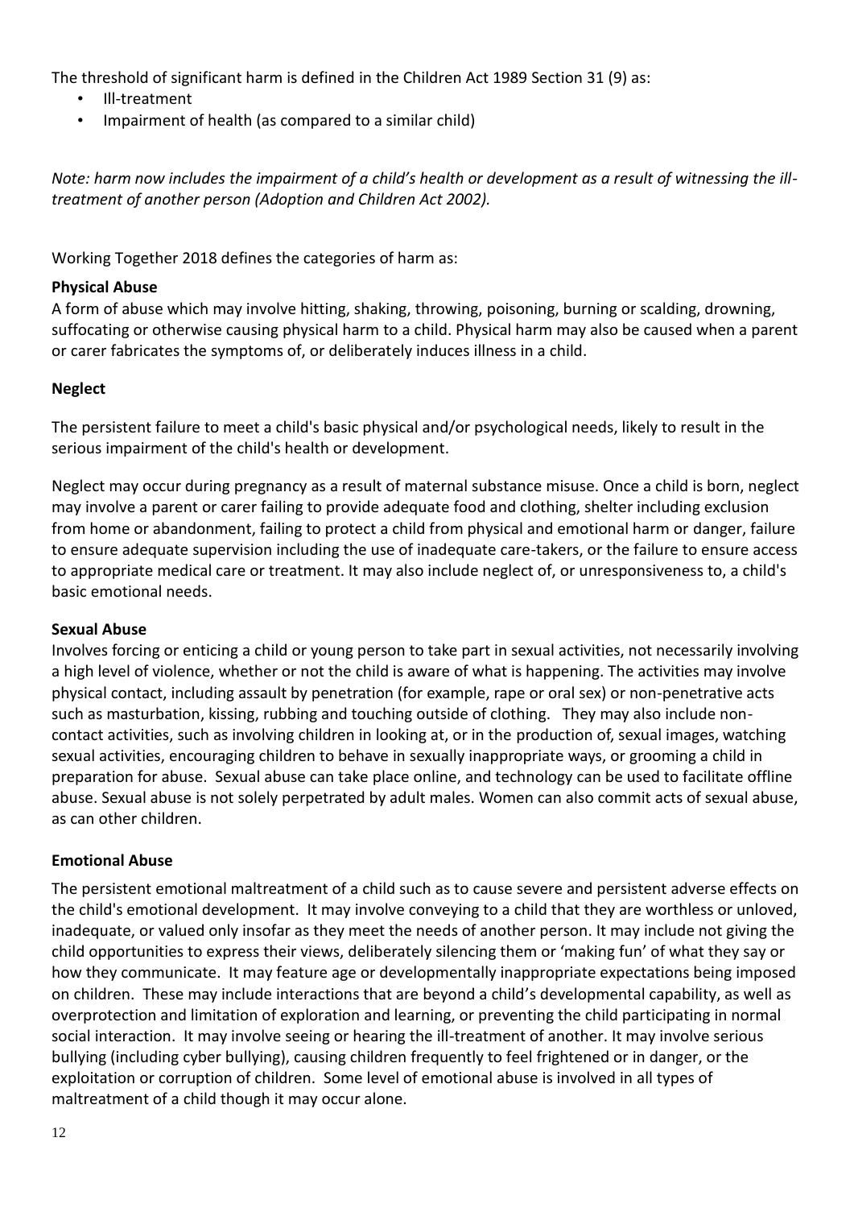The threshold of significant harm is defined in the Children Act 1989 Section 31 (9) as:

- Ill-treatment
- Impairment of health (as compared to a similar child)

*Note: harm now includes the impairment of a child's health or development as a result of witnessing the ill-treatment of another person (Adoption and Children Act 2002).*

Working Together 2018 defines the categories of harm as:

**Physical Abuse**

A form of abuse which may involve hitting, shaking, throwing, poisoning, burning or scalding, drowning, suffocating or otherwise causing physical harm to a child. Physical harm may also be caused when a parent or carer fabricates the symptoms of, or deliberately induces illness in a child.

**Neglect**

The persistent failure to meet a child's basic physical and/or psychological needs, likely to result in the serious impairment of the child's health or development.

Neglect may occur during pregnancy as a result of maternal substance misuse. Once a child is born, neglect may involve a parent or carer failing to provide adequate food and clothing, shelter including exclusion from home or abandonment, failing to protect a child from physical and emotional harm or danger, failure to ensure adequate supervision including the use of inadequate care-takers, or the failure to ensure access to appropriate medical care or treatment. It may also include neglect of, or unresponsiveness to, a child's basic emotional needs.

**Sexual Abuse**

Involves forcing or enticing a child or young person to take part in sexual activities, not necessarily involving a high level of violence, whether or not the child is aware of what is happening. The activities may involve physical contact, including assault by penetration (for example, rape or oral sex) or non-penetrative acts such as masturbation, kissing, rubbing and touching outside of clothing. They may also include non-contact activities, such as involving children in looking at, or in the production of, sexual images, watching sexual activities, encouraging children to behave in sexually inappropriate ways, or grooming a child in preparation for abuse. Sexual abuse can take place online, and technology can be used to facilitate offline abuse. Sexual abuse is not solely perpetrated by adult males. Women can also commit acts of sexual abuse, as can other children.

**Emotional Abuse**

The persistent emotional maltreatment of a child such as to cause severe and persistent adverse effects on the child's emotional development. It may involve conveying to a child that they are worthless or unloved, inadequate, or valued only insofar as they meet the needs of another person. It may include not giving the child opportunities to express their views, deliberately silencing them or 'making fun' of what they say or how they communicate. It may feature age or developmentally inappropriate expectations being imposed on children. These may include interactions that are beyond a child's developmental capability, as well as overprotection and limitation of exploration and learning, or preventing the child participating in normal social interaction. It may involve seeing or hearing the ill-treatment of another. It may involve serious bullying (including cyber bullying), causing children frequently to feel frightened or in danger, or the exploitation or corruption of children. Some level of emotional abuse is involved in all types of maltreatment of a child though it may occur alone.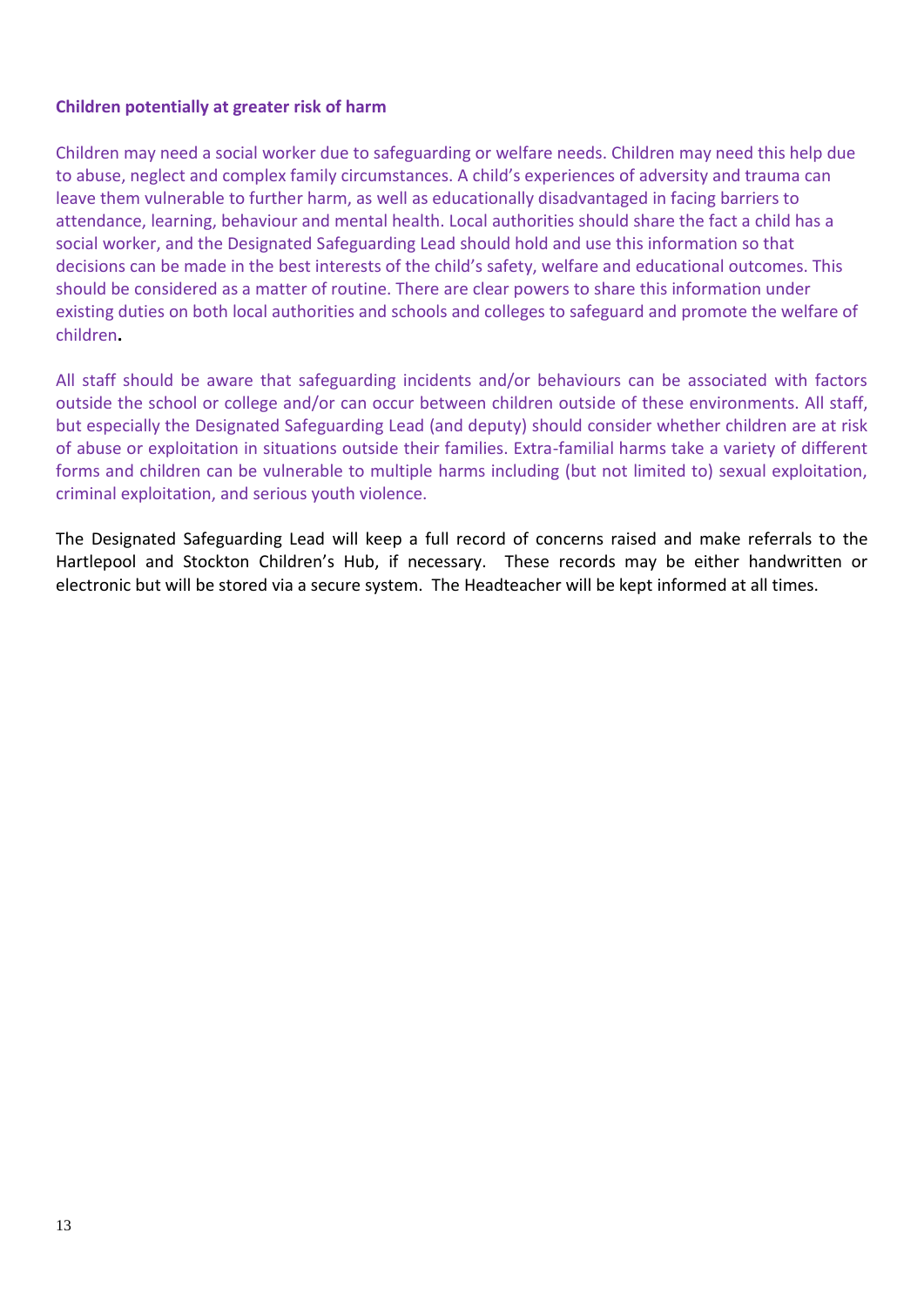**Children potentially at greater risk of harm**

Children may need a social worker due to safeguarding or welfare needs. Children may need this help due to abuse, neglect and complex family circumstances. A child's experiences of adversity and trauma can leave them vulnerable to further harm, as well as educationally disadvantaged in facing barriers to attendance, learning, behaviour and mental health. Local authorities should share the fact a child has a social worker, and the Designated Safeguarding Lead should hold and use this information so that decisions can be made in the best interests of the child's safety, welfare and educational outcomes. This should be considered as a matter of routine. There are clear powers to share this information under existing duties on both local authorities and schools and colleges to safeguard and promote the welfare of children**.**

All staff should be aware that safeguarding incidents and/or behaviours can be associated with factors outside the school or college and/or can occur between children outside of these environments. All staff, but especially the Designated Safeguarding Lead (and deputy) should consider whether children are at risk of abuse or exploitation in situations outside their families. Extra-familial harms take a variety of different forms and children can be vulnerable to multiple harms including (but not limited to) sexual exploitation, criminal exploitation, and serious youth violence.

The Designated Safeguarding Lead will keep a full record of concerns raised and make referrals to the Hartlepool and Stockton Children's Hub, if necessary. These records may be either handwritten or electronic but will be stored via a secure system. The Headteacher will be kept informed at all times.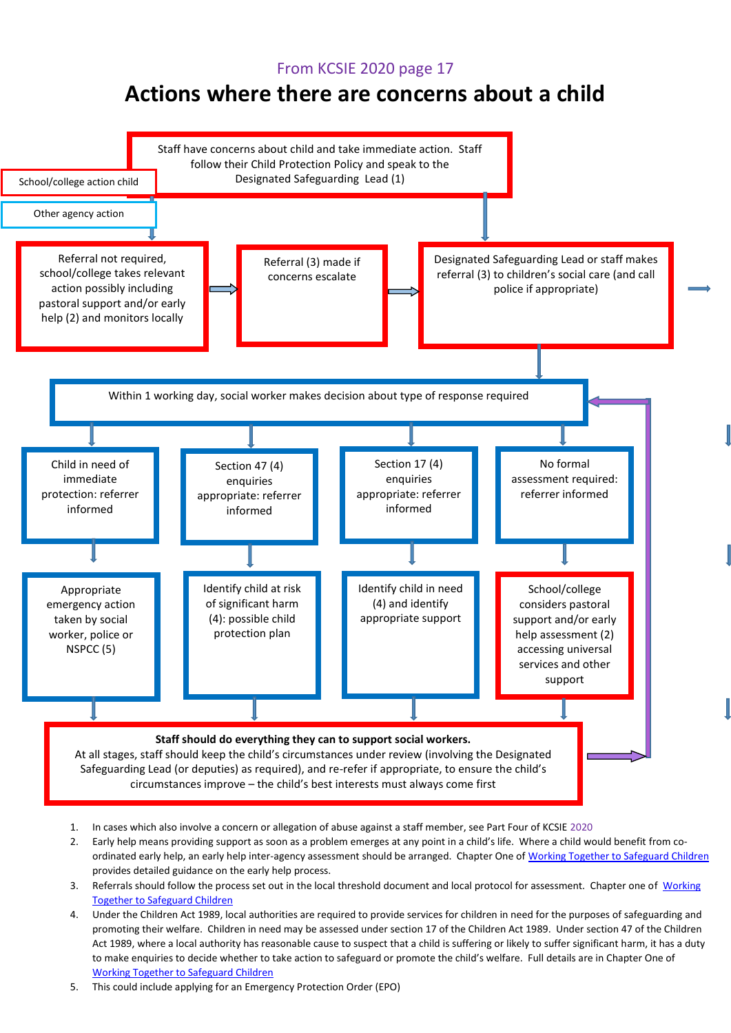From KCSIE 2020 page 17

# Actions where there are concerns about a child

School/college action child

Other agency action

Staff have concerns about child and take immediate action. Staff follow their Child Protection Policy and speak to the Designated Safeguarding Lead (1)

Referral not required, school/college takes relevant action possibly including pastoral support and/or early help (2) and monitors locally

Referral (3) made if concerns escalate

Designated Safeguarding Lead or staff makes referral (3) to children's social care (and call police if appropriate)

Within 1 working day, social worker makes decision about type of response required

Child in need of immediate protection: referrer informed

Section 47 (4) enquiries appropriate: referrer informed

Section 17 (4) enquiries appropriate: referrer informed

No formal assessment required: referrer informed

Appropriate emergency action taken by social worker, police or NSPCC (5)

Identify child at risk of significant harm (4): possible child protection plan

Identify child in need (4) and identify appropriate support

School/college considers pastoral support and/or early help assessment (2) accessing universal services and other support

**Staff should do everything they can to support social workers.**
At all stages, staff should keep the child's circumstances under review (involving the Designated Safeguarding Lead (or deputies) as required), and re-refer if appropriate, to ensure the child's circumstances improve – the child's best interests must always come first

1. In cases which also involve a concern or allegation of abuse against a staff member, see Part Four of KCSIE 2020
2. Early help means providing support as soon as a problem emerges at any point in a child's life. Where a child would benefit from co-ordinated early help, an early help inter-agency assessment should be arranged. Chapter One of Working Together to Safeguard Children provides detailed guidance on the early help process.
3. Referrals should follow the process set out in the local threshold document and local protocol for assessment. Chapter one of Working Together to Safeguard Children
4. Under the Children Act 1989, local authorities are required to provide services for children in need for the purposes of safeguarding and promoting their welfare. Children in need may be assessed under section 17 of the Children Act 1989. Under section 47 of the Children Act 1989, where a local authority has reasonable cause to suspect that a child is suffering or likely to suffer significant harm, it has a duty to make enquiries to decide whether to take action to safeguard or promote the child's welfare. Full details are in Chapter One of Working Together to Safeguard Children
5. This could include applying for an Emergency Protection Order (EPO)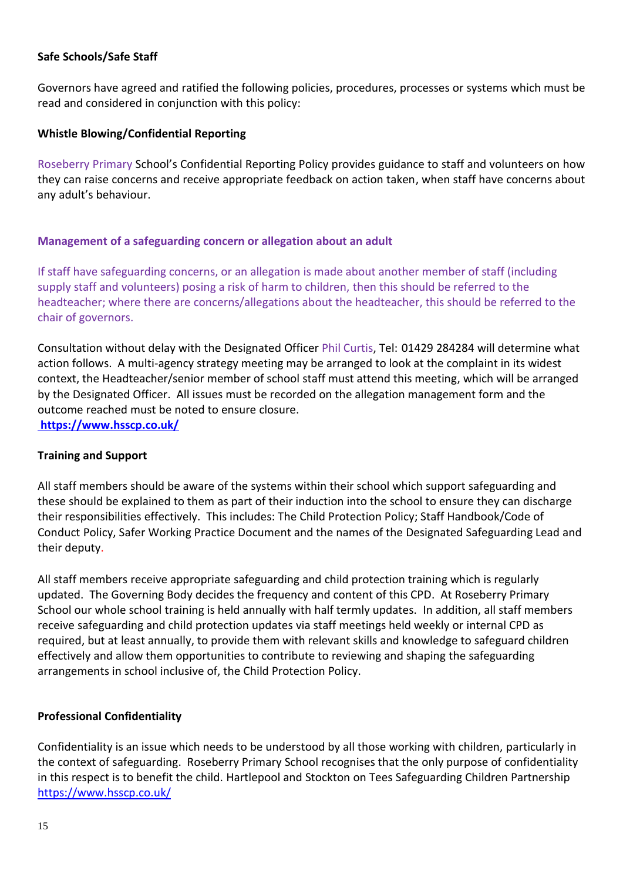**Safe Schools/Safe Staff**

Governors have agreed and ratified the following policies, procedures, processes or systems which must be read and considered in conjunction with this policy:

**Whistle Blowing/Confidential Reporting**

Roseberry Primary School's Confidential Reporting Policy provides guidance to staff and volunteers on how they can raise concerns and receive appropriate feedback on action taken, when staff have concerns about any adult's behaviour.

**Management of a safeguarding concern or allegation about an adult**

If staff have safeguarding concerns, or an allegation is made about another member of staff (including supply staff and volunteers) posing a risk of harm to children, then this should be referred to the headteacher; where there are concerns/allegations about the headteacher, this should be referred to the chair of governors.

Consultation without delay with the Designated Officer Phil Curtis, Tel: 01429 284284 will determine what action follows. A multi-agency strategy meeting may be arranged to look at the complaint in its widest context, the Headteacher/senior member of school staff must attend this meeting, which will be arranged by the Designated Officer. All issues must be recorded on the allegation management form and the outcome reached must be noted to ensure closure.
**https://www.hsscp.co.uk/**

**Training and Support**

All staff members should be aware of the systems within their school which support safeguarding and these should be explained to them as part of their induction into the school to ensure they can discharge their responsibilities effectively. This includes: The Child Protection Policy; Staff Handbook/Code of Conduct Policy, Safer Working Practice Document and the names of the Designated Safeguarding Lead and their deputy.

All staff members receive appropriate safeguarding and child protection training which is regularly updated. The Governing Body decides the frequency and content of this CPD. At Roseberry Primary School our whole school training is held annually with half termly updates. In addition, all staff members receive safeguarding and child protection updates via staff meetings held weekly or internal CPD as required, but at least annually, to provide them with relevant skills and knowledge to safeguard children effectively and allow them opportunities to contribute to reviewing and shaping the safeguarding arrangements in school inclusive of, the Child Protection Policy.

**Professional Confidentiality**

Confidentiality is an issue which needs to be understood by all those working with children, particularly in the context of safeguarding. Roseberry Primary School recognises that the only purpose of confidentiality in this respect is to benefit the child. Hartlepool and Stockton on Tees Safeguarding Children Partnership https://www.hsscp.co.uk/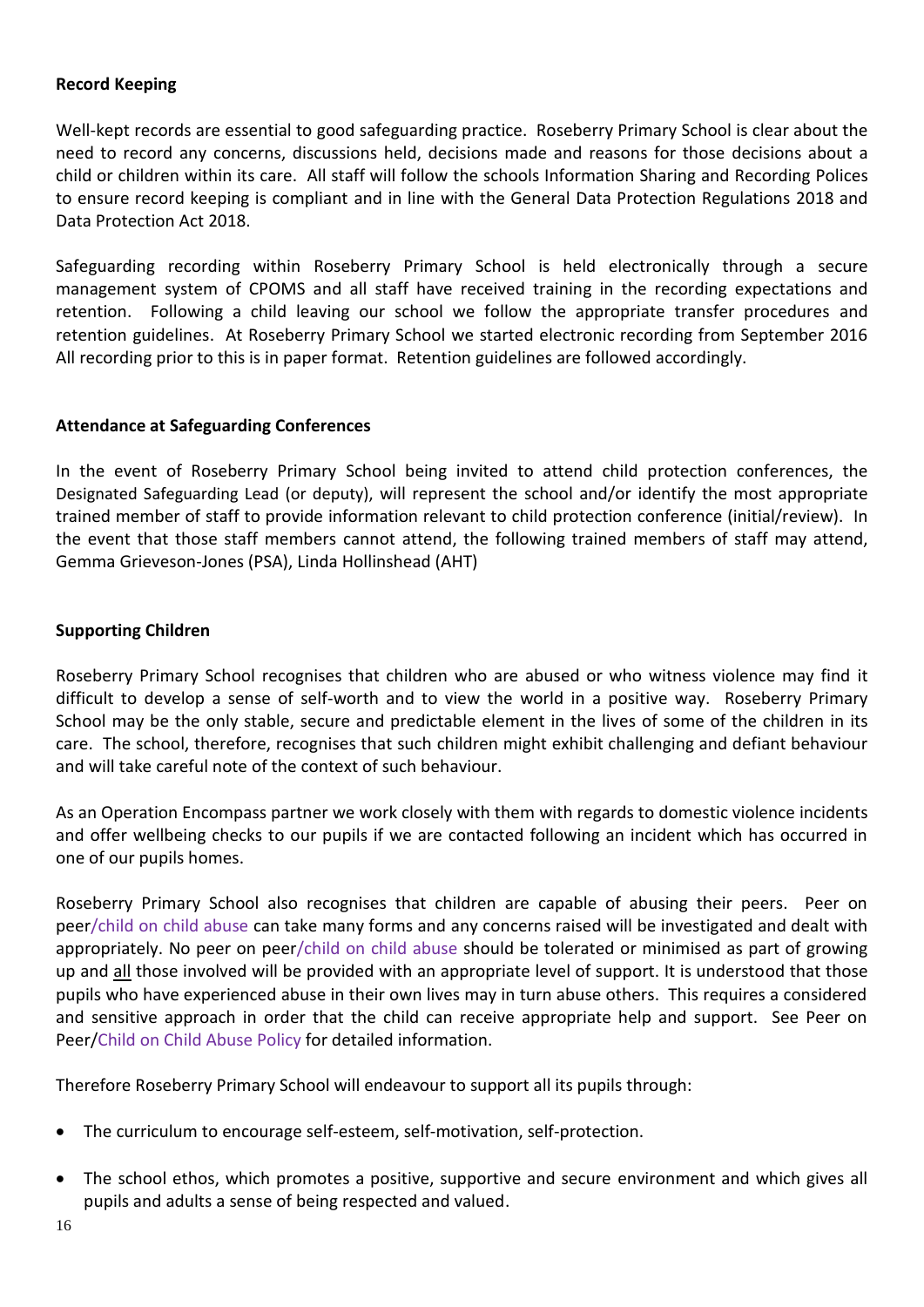**Record Keeping**

Well-kept records are essential to good safeguarding practice. Roseberry Primary School is clear about the need to record any concerns, discussions held, decisions made and reasons for those decisions about a child or children within its care. All staff will follow the schools Information Sharing and Recording Polices to ensure record keeping is compliant and in line with the General Data Protection Regulations 2018 and Data Protection Act 2018.

Safeguarding recording within Roseberry Primary School is held electronically through a secure management system of CPOMS and all staff have received training in the recording expectations and retention. Following a child leaving our school we follow the appropriate transfer procedures and retention guidelines. At Roseberry Primary School we started electronic recording from September 2016 All recording prior to this is in paper format. Retention guidelines are followed accordingly.

**Attendance at Safeguarding Conferences**

In the event of Roseberry Primary School being invited to attend child protection conferences, the Designated Safeguarding Lead (or deputy), will represent the school and/or identify the most appropriate trained member of staff to provide information relevant to child protection conference (initial/review). In the event that those staff members cannot attend, the following trained members of staff may attend, Gemma Grieveson-Jones (PSA), Linda Hollinshead (AHT)

**Supporting Children**

Roseberry Primary School recognises that children who are abused or who witness violence may find it difficult to develop a sense of self-worth and to view the world in a positive way. Roseberry Primary School may be the only stable, secure and predictable element in the lives of some of the children in its care. The school, therefore, recognises that such children might exhibit challenging and defiant behaviour and will take careful note of the context of such behaviour.

As an Operation Encompass partner we work closely with them with regards to domestic violence incidents and offer wellbeing checks to our pupils if we are contacted following an incident which has occurred in one of our pupils homes.

Roseberry Primary School also recognises that children are capable of abusing their peers. Peer on peer/child on child abuse can take many forms and any concerns raised will be investigated and dealt with appropriately. No peer on peer/child on child abuse should be tolerated or minimised as part of growing up and all those involved will be provided with an appropriate level of support. It is understood that those pupils who have experienced abuse in their own lives may in turn abuse others. This requires a considered and sensitive approach in order that the child can receive appropriate help and support. See Peer on Peer/Child on Child Abuse Policy for detailed information.

Therefore Roseberry Primary School will endeavour to support all its pupils through:

- The curriculum to encourage self-esteem, self-motivation, self-protection.
- The school ethos, which promotes a positive, supportive and secure environment and which gives all pupils and adults a sense of being respected and valued.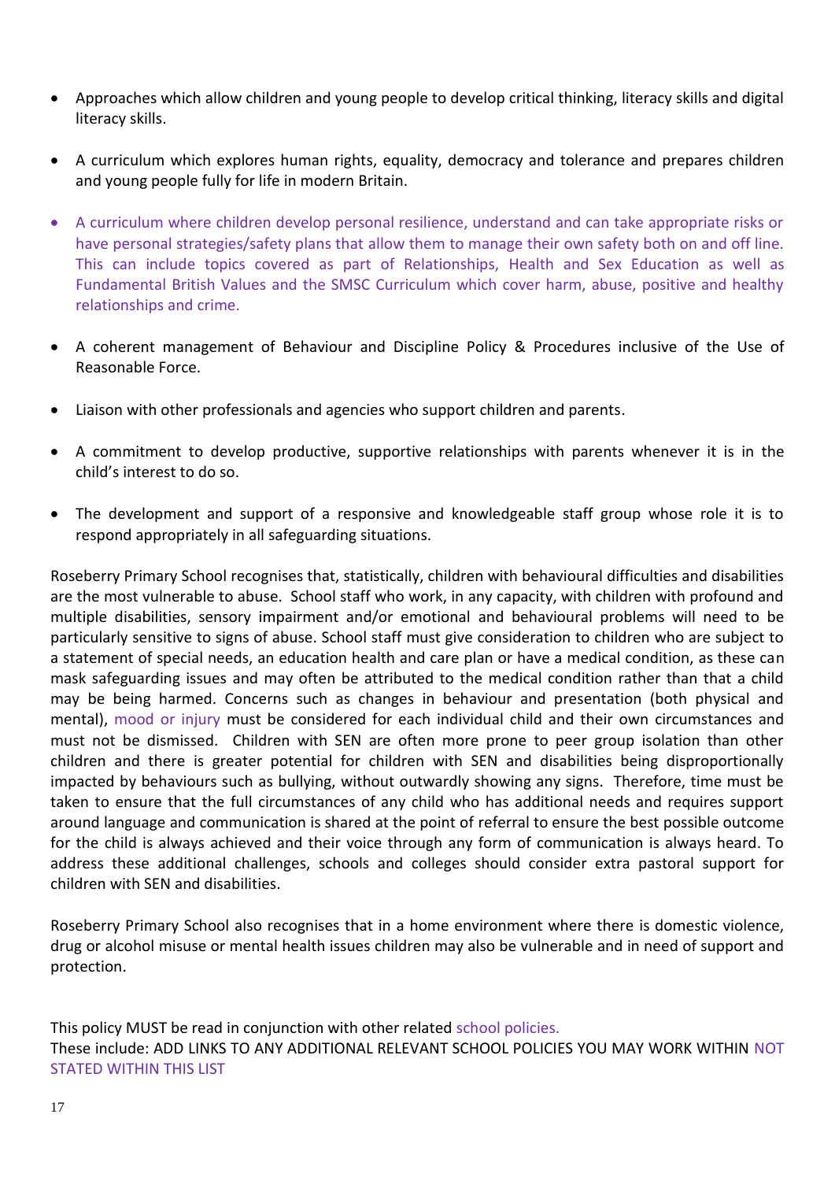- Approaches which allow children and young people to develop critical thinking, literacy skills and digital literacy skills.

- A curriculum which explores human rights, equality, democracy and tolerance and prepares children and young people fully for life in modern Britain.

- A curriculum where children develop personal resilience, understand and can take appropriate risks or have personal strategies/safety plans that allow them to manage their own safety both on and off line. This can include topics covered as part of Relationships, Health and Sex Education as well as Fundamental British Values and the SMSC Curriculum which cover harm, abuse, positive and healthy relationships and crime.

- A coherent management of Behaviour and Discipline Policy & Procedures inclusive of the Use of Reasonable Force.

- Liaison with other professionals and agencies who support children and parents.

- A commitment to develop productive, supportive relationships with parents whenever it is in the child's interest to do so.

- The development and support of a responsive and knowledgeable staff group whose role it is to respond appropriately in all safeguarding situations.

Roseberry Primary School recognises that, statistically, children with behavioural difficulties and disabilities are the most vulnerable to abuse. School staff who work, in any capacity, with children with profound and multiple disabilities, sensory impairment and/or emotional and behavioural problems will need to be particularly sensitive to signs of abuse. School staff must give consideration to children who are subject to a statement of special needs, an education health and care plan or have a medical condition, as these can mask safeguarding issues and may often be attributed to the medical condition rather than that a child may be being harmed. Concerns such as changes in behaviour and presentation (both physical and mental), mood or injury must be considered for each individual child and their own circumstances and must not be dismissed. Children with SEN are often more prone to peer group isolation than other children and there is greater potential for children with SEN and disabilities being disproportionally impacted by behaviours such as bullying, without outwardly showing any signs. Therefore, time must be taken to ensure that the full circumstances of any child who has additional needs and requires support around language and communication is shared at the point of referral to ensure the best possible outcome for the child is always achieved and their voice through any form of communication is always heard. To address these additional challenges, schools and colleges should consider extra pastoral support for children with SEN and disabilities.

Roseberry Primary School also recognises that in a home environment where there is domestic violence, drug or alcohol misuse or mental health issues children may also be vulnerable and in need of support and protection.

This policy MUST be read in conjunction with other related school policies.
These include: ADD LINKS TO ANY ADDITIONAL RELEVANT SCHOOL POLICIES YOU MAY WORK WITHIN NOT STATED WITHIN THIS LIST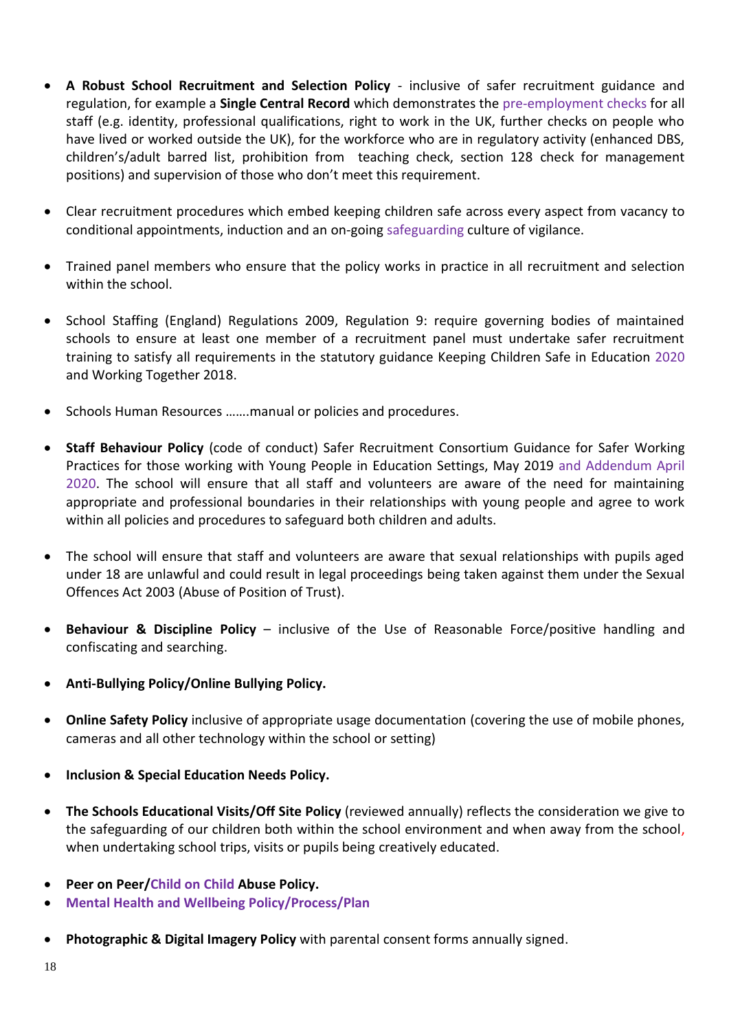- **A Robust School Recruitment and Selection Policy** - inclusive of safer recruitment guidance and regulation, for example a **Single Central Record** which demonstrates the pre-employment checks for all staff (e.g. identity, professional qualifications, right to work in the UK, further checks on people who have lived or worked outside the UK), for the workforce who are in regulatory activity (enhanced DBS, children's/adult barred list, prohibition from teaching check, section 128 check for management positions) and supervision of those who don't meet this requirement.

- Clear recruitment procedures which embed keeping children safe across every aspect from vacancy to conditional appointments, induction and an on-going safeguarding culture of vigilance.

- Trained panel members who ensure that the policy works in practice in all recruitment and selection within the school.

- School Staffing (England) Regulations 2009, Regulation 9: require governing bodies of maintained schools to ensure at least one member of a recruitment panel must undertake safer recruitment training to satisfy all requirements in the statutory guidance Keeping Children Safe in Education 2020 and Working Together 2018.

- Schools Human Resources …….manual or policies and procedures.

- **Staff Behaviour Policy** (code of conduct) Safer Recruitment Consortium Guidance for Safer Working Practices for those working with Young People in Education Settings, May 2019 and Addendum April 2020. The school will ensure that all staff and volunteers are aware of the need for maintaining appropriate and professional boundaries in their relationships with young people and agree to work within all policies and procedures to safeguard both children and adults.

- The school will ensure that staff and volunteers are aware that sexual relationships with pupils aged under 18 are unlawful and could result in legal proceedings being taken against them under the Sexual Offences Act 2003 (Abuse of Position of Trust).

- **Behaviour & Discipline Policy** – inclusive of the Use of Reasonable Force/positive handling and confiscating and searching.

- **Anti-Bullying Policy/Online Bullying Policy.**

- **Online Safety Policy** inclusive of appropriate usage documentation (covering the use of mobile phones, cameras and all other technology within the school or setting)

- **Inclusion & Special Education Needs Policy.**

- **The Schools Educational Visits/Off Site Policy** (reviewed annually) reflects the consideration we give to the safeguarding of our children both within the school environment and when away from the school, when undertaking school trips, visits or pupils being creatively educated.

- **Peer on Peer/Child on Child Abuse Policy.**
- **Mental Health and Wellbeing Policy/Process/Plan**

- **Photographic & Digital Imagery Policy** with parental consent forms annually signed.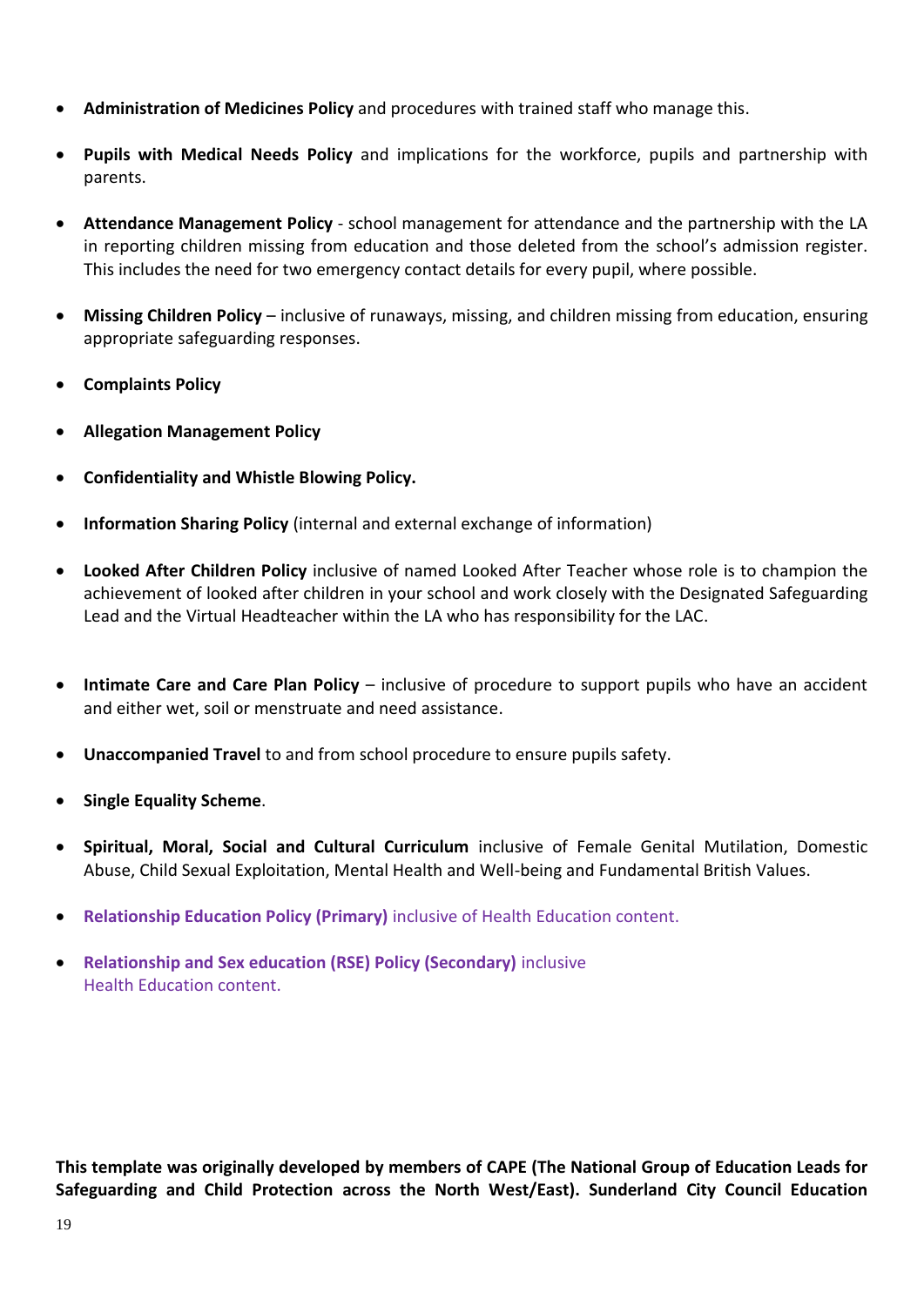- **Administration of Medicines Policy** and procedures with trained staff who manage this.
- **Pupils with Medical Needs Policy** and implications for the workforce, pupils and partnership with parents.
- **Attendance Management Policy** - school management for attendance and the partnership with the LA in reporting children missing from education and those deleted from the school's admission register. This includes the need for two emergency contact details for every pupil, where possible.
- **Missing Children Policy** – inclusive of runaways, missing, and children missing from education, ensuring appropriate safeguarding responses.
- **Complaints Policy**
- **Allegation Management Policy**
- **Confidentiality and Whistle Blowing Policy.**
- **Information Sharing Policy** (internal and external exchange of information)
- **Looked After Children Policy** inclusive of named Looked After Teacher whose role is to champion the achievement of looked after children in your school and work closely with the Designated Safeguarding Lead and the Virtual Headteacher within the LA who has responsibility for the LAC.
- **Intimate Care and Care Plan Policy** – inclusive of procedure to support pupils who have an accident and either wet, soil or menstruate and need assistance.
- **Unaccompanied Travel** to and from school procedure to ensure pupils safety.
- **Single Equality Scheme**.
- **Spiritual, Moral, Social and Cultural Curriculum** inclusive of Female Genital Mutilation, Domestic Abuse, Child Sexual Exploitation, Mental Health and Well-being and Fundamental British Values.
- **Relationship Education Policy (Primary)** inclusive of Health Education content.
- **Relationship and Sex education (RSE) Policy (Secondary)** inclusive Health Education content.

**This template was originally developed by members of CAPE (The National Group of Education Leads for Safeguarding and Child Protection across the North West/East). Sunderland City Council Education**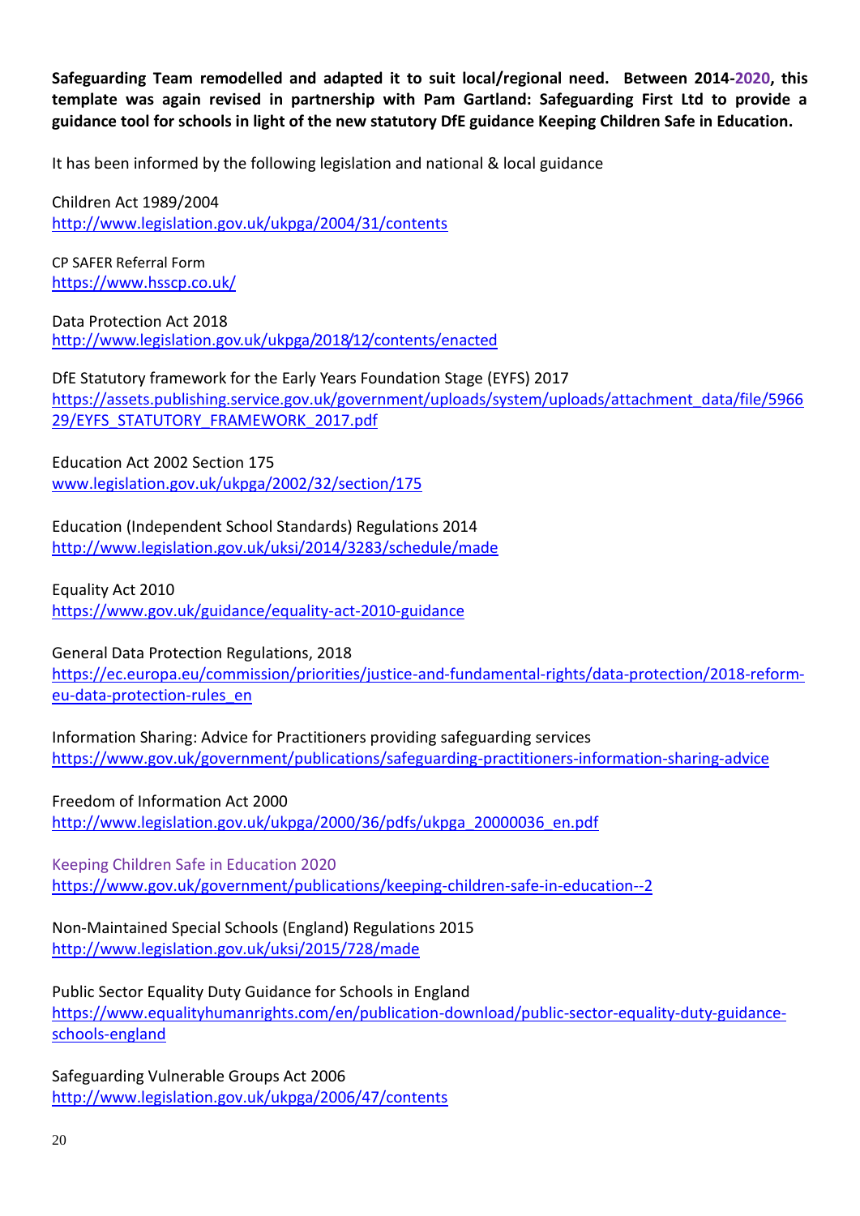**Safeguarding Team remodelled and adapted it to suit local/regional need. Between 2014-2020, this template was again revised in partnership with Pam Gartland: Safeguarding First Ltd to provide a guidance tool for schools in light of the new statutory DfE guidance Keeping Children Safe in Education.**

It has been informed by the following legislation and national & local guidance

Children Act 1989/2004
http://www.legislation.gov.uk/ukpga/2004/31/contents

CP SAFER Referral Form
https://www.hsscp.co.uk/

Data Protection Act 2018
http://www.legislation.gov.uk/ukpga/2018/12/contents/enacted

DfE Statutory framework for the Early Years Foundation Stage (EYFS) 2017
https://assets.publishing.service.gov.uk/government/uploads/system/uploads/attachment_data/file/596629/EYFS_STATUTORY_FRAMEWORK_2017.pdf

Education Act 2002 Section 175
www.legislation.gov.uk/ukpga/2002/32/section/175

Education (Independent School Standards) Regulations 2014
http://www.legislation.gov.uk/uksi/2014/3283/schedule/made

Equality Act 2010
https://www.gov.uk/guidance/equality-act-2010-guidance

General Data Protection Regulations, 2018
https://ec.europa.eu/commission/priorities/justice-and-fundamental-rights/data-protection/2018-reform-eu-data-protection-rules_en

Information Sharing: Advice for Practitioners providing safeguarding services
https://www.gov.uk/government/publications/safeguarding-practitioners-information-sharing-advice

Freedom of Information Act 2000
http://www.legislation.gov.uk/ukpga/2000/36/pdfs/ukpga_20000036_en.pdf

Keeping Children Safe in Education 2020
https://www.gov.uk/government/publications/keeping-children-safe-in-education--2

Non-Maintained Special Schools (England) Regulations 2015
http://www.legislation.gov.uk/uksi/2015/728/made

Public Sector Equality Duty Guidance for Schools in England
https://www.equalityhumanrights.com/en/publication-download/public-sector-equality-duty-guidance-schools-england

Safeguarding Vulnerable Groups Act 2006
http://www.legislation.gov.uk/ukpga/2006/47/contents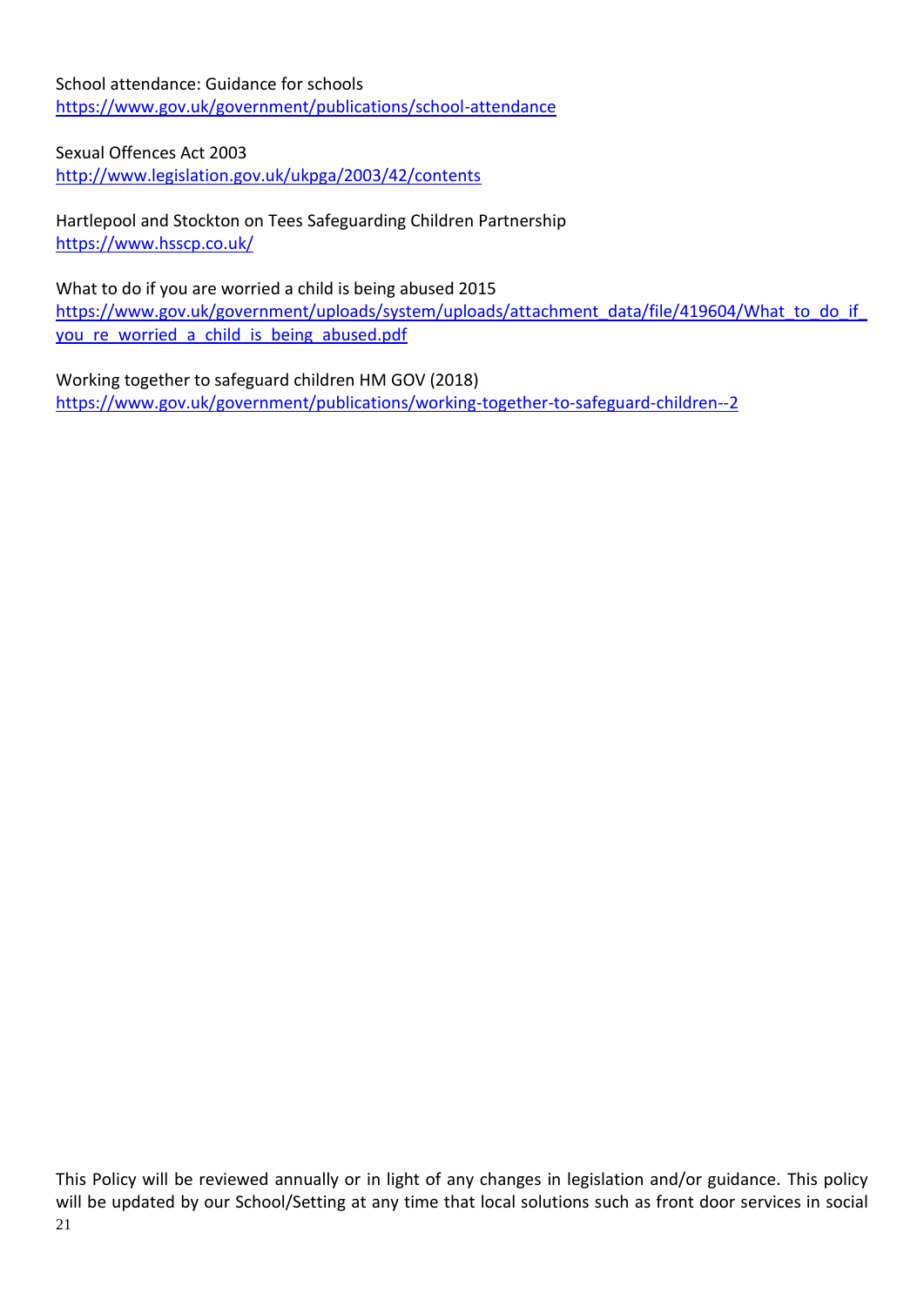School attendance: Guidance for schools
https://www.gov.uk/government/publications/school-attendance

Sexual Offences Act 2003
http://www.legislation.gov.uk/ukpga/2003/42/contents

Hartlepool and Stockton on Tees Safeguarding Children Partnership
https://www.hsscp.co.uk/

What to do if you are worried a child is being abused 2015
https://www.gov.uk/government/uploads/system/uploads/attachment_data/file/419604/What_to_do_if_you_re_worried_a_child_is_being_abused.pdf

Working together to safeguard children HM GOV (2018)
https://www.gov.uk/government/publications/working-together-to-safeguard-children--2

This Policy will be reviewed annually or in light of any changes in legislation and/or guidance. This policy will be updated by our School/Setting at any time that local solutions such as front door services in social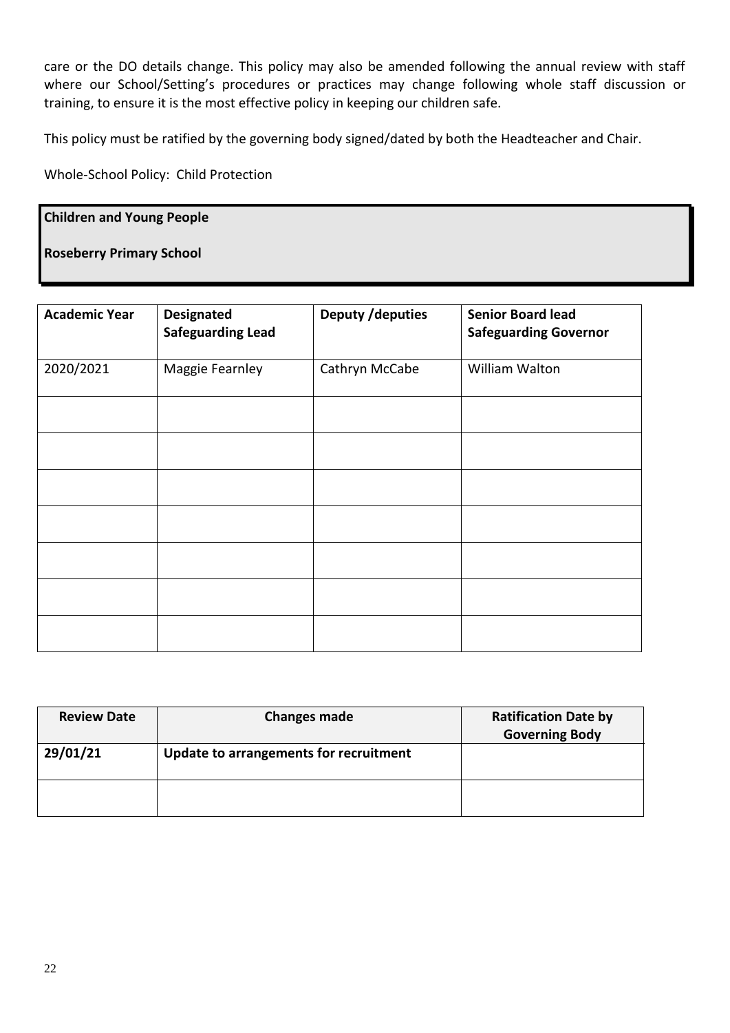care or the DO details change. This policy may also be amended following the annual review with staff where our School/Setting's procedures or practices may change following whole staff discussion or training, to ensure it is the most effective policy in keeping our children safe.

This policy must be ratified by the governing body signed/dated by both the Headteacher and Chair.

Whole-School Policy: Child Protection

**Children and Young People**

**Roseberry Primary School**

| **Academic Year** | **Designated Safeguarding Lead** | **Deputy /deputies** | **Senior Board lead Safeguarding Governor** |
|---|---|---|---|
| 2020/2021 | Maggie Fearnley | Cathryn McCabe | William Walton |
| | | | |
| | | | |
| | | | |
| | | | |
| | | | |
| | | | |
| | | | |

| **Review Date** | **Changes made** | **Ratification Date by Governing Body** |
|---|---|---|
| **29/01/21** | **Update to arrangements for recruitment** | |
| | | |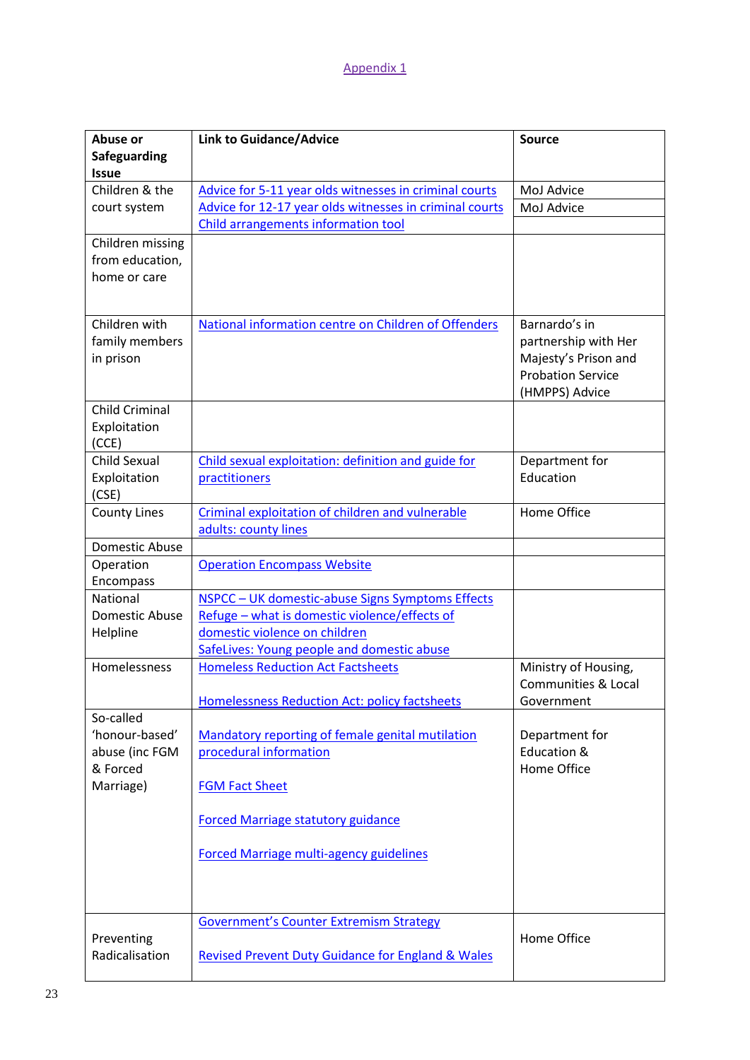Appendix 1

| Abuse or Safeguarding Issue | Link to Guidance/Advice | Source |
|---|---|---|
| Children & the court system | Advice for 5-11 year olds witnesses in criminal courts<br>Advice for 12-17 year olds witnesses in criminal courts<br>Child arrangements information tool | MoJ Advice<br>MoJ Advice |
| Children missing from education, home or care | | |
| Children with family members in prison | National information centre on Children of Offenders | Barnardo's in partnership with Her Majesty's Prison and Probation Service (HMPPS) Advice |
| Child Criminal Exploitation (CCE) | | |
| Child Sexual Exploitation (CSE) | Child sexual exploitation: definition and guide for practitioners | Department for Education |
| County Lines | Criminal exploitation of children and vulnerable adults: county lines | Home Office |
| Domestic Abuse | | |
| Operation Encompass | Operation Encompass Website | |
| National Domestic Abuse Helpline | NSPCC – UK domestic-abuse Signs Symptoms Effects<br>Refuge – what is domestic violence/effects of domestic violence on children<br>SafeLives: Young people and domestic abuse | |
| Homelessness | Homeless Reduction Act Factsheets<br><br>Homelessness Reduction Act: policy factsheets | Ministry of Housing, Communities & Local Government |
| So-called 'honour-based' abuse (inc FGM & Forced Marriage) | Mandatory reporting of female genital mutilation procedural information<br><br>FGM Fact Sheet<br><br>Forced Marriage statutory guidance<br><br>Forced Marriage multi-agency guidelines | Department for Education & Home Office |
| Preventing Radicalisation | Government's Counter Extremism Strategy<br><br>Revised Prevent Duty Guidance for England & Wales | Home Office |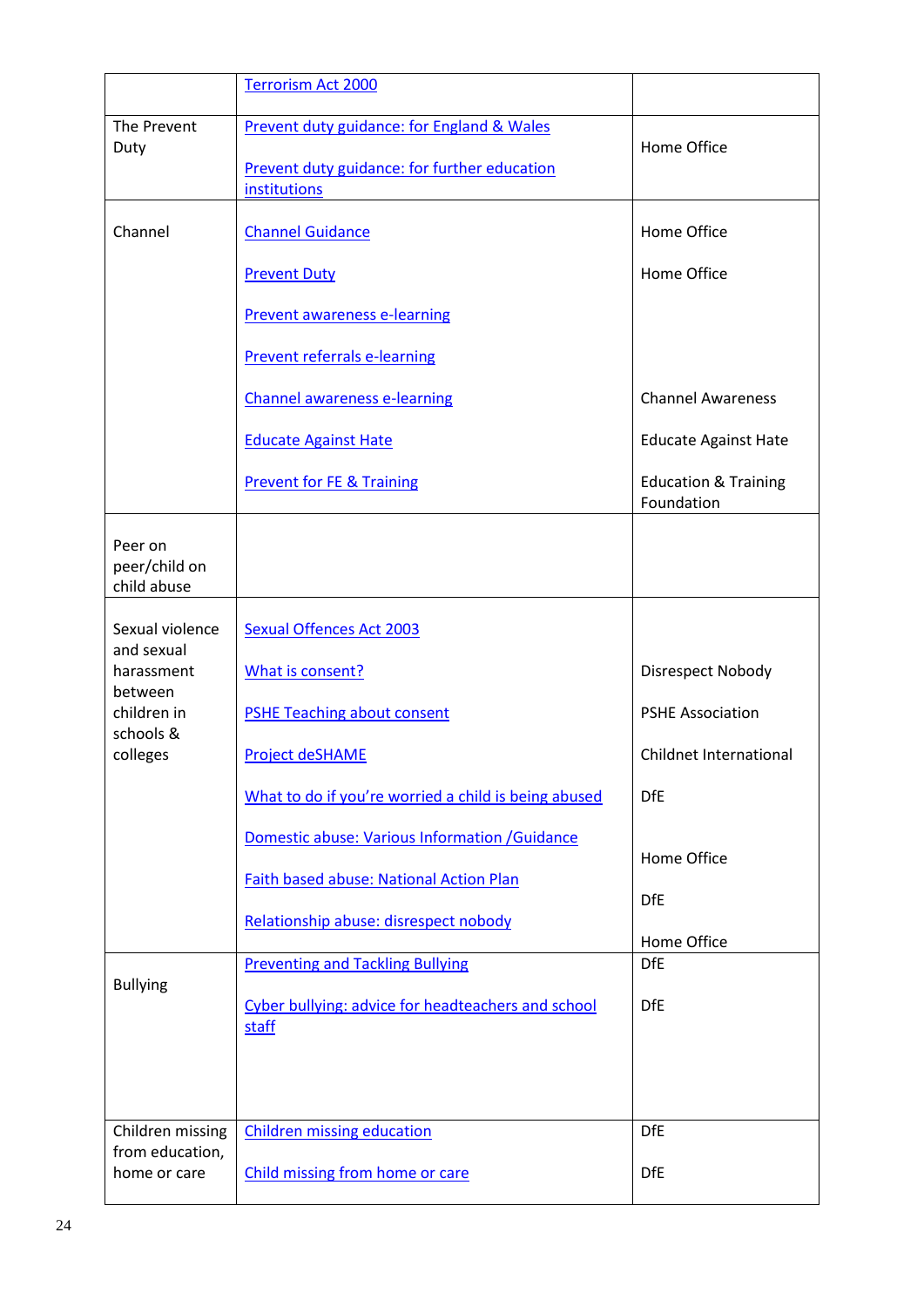| | | |
|---|---|---|
| | Terrorism Act 2000 | |
| The Prevent Duty | Prevent duty guidance: for England & Wales<br><br>Prevent duty guidance: for further education institutions | Home Office |
| Channel | Channel Guidance<br><br>Prevent Duty<br><br>Prevent awareness e-learning<br><br>Prevent referrals e-learning<br><br>Channel awareness e-learning<br><br>Educate Against Hate<br><br>Prevent for FE & Training | Home Office<br><br>Home Office<br><br><br><br><br><br>Channel Awareness<br><br>Educate Against Hate<br><br>Education & Training Foundation |
| Peer on peer/child on child abuse | | |
| Sexual violence and sexual harassment between children in schools & colleges | Sexual Offences Act 2003<br><br>What is consent?<br><br>PSHE Teaching about consent<br><br>Project deSHAME<br><br>What to do if you're worried a child is being abused<br><br>Domestic abuse: Various Information /Guidance<br><br>Faith based abuse: National Action Plan<br><br>Relationship abuse: disrespect nobody | <br><br>Disrespect Nobody<br><br>PSHE Association<br><br>Childnet International<br><br>DfE<br><br><br>Home Office<br><br>DfE<br><br>Home Office |
| Bullying | Preventing and Tackling Bullying<br><br>Cyber bullying: advice for headteachers and school staff | DfE<br><br>DfE |
| Children missing from education, home or care | Children missing education<br><br>Child missing from home or care | DfE<br><br>DfE |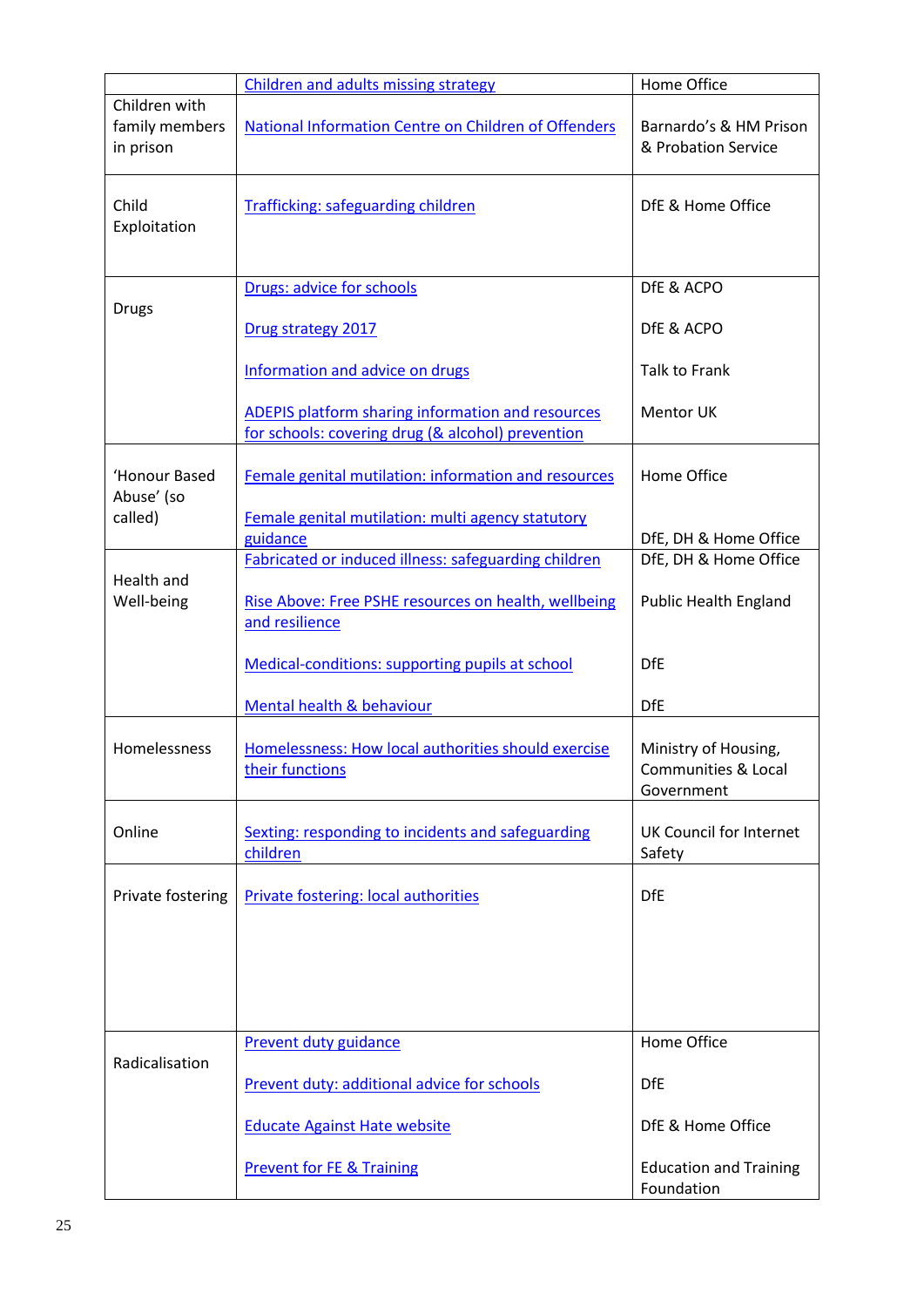| | | |
|---|---|---|
| | Children and adults missing strategy | Home Office |
| Children with family members in prison | National Information Centre on Children of Offenders | Barnardo's & HM Prison & Probation Service |
| Child Exploitation | Trafficking: safeguarding children | DfE & Home Office |
| Drugs | Drugs: advice for schools<br><br>Drug strategy 2017<br><br>Information and advice on drugs<br><br>ADEPIS platform sharing information and resources for schools: covering drug (& alcohol) prevention | DfE & ACPO<br><br>DfE & ACPO<br><br>Talk to Frank<br><br>Mentor UK |
| 'Honour Based Abuse' (so called) | Female genital mutilation: information and resources<br><br>Female genital mutilation: multi agency statutory guidance | Home Office<br><br>DfE, DH & Home Office |
| Health and Well-being | Fabricated or induced illness: safeguarding children<br><br>Rise Above: Free PSHE resources on health, wellbeing and resilience<br><br>Medical-conditions: supporting pupils at school<br><br>Mental health & behaviour | DfE, DH & Home Office<br><br>Public Health England<br><br>DfE<br><br>DfE |
| Homelessness | Homelessness: How local authorities should exercise their functions | Ministry of Housing, Communities & Local Government |
| Online | Sexting: responding to incidents and safeguarding children | UK Council for Internet Safety |
| Private fostering | Private fostering: local authorities | DfE |
| Radicalisation | Prevent duty guidance<br><br>Prevent duty: additional advice for schools<br><br>Educate Against Hate website<br><br>Prevent for FE & Training | Home Office<br><br>DfE<br><br>DfE & Home Office<br><br>Education and Training Foundation |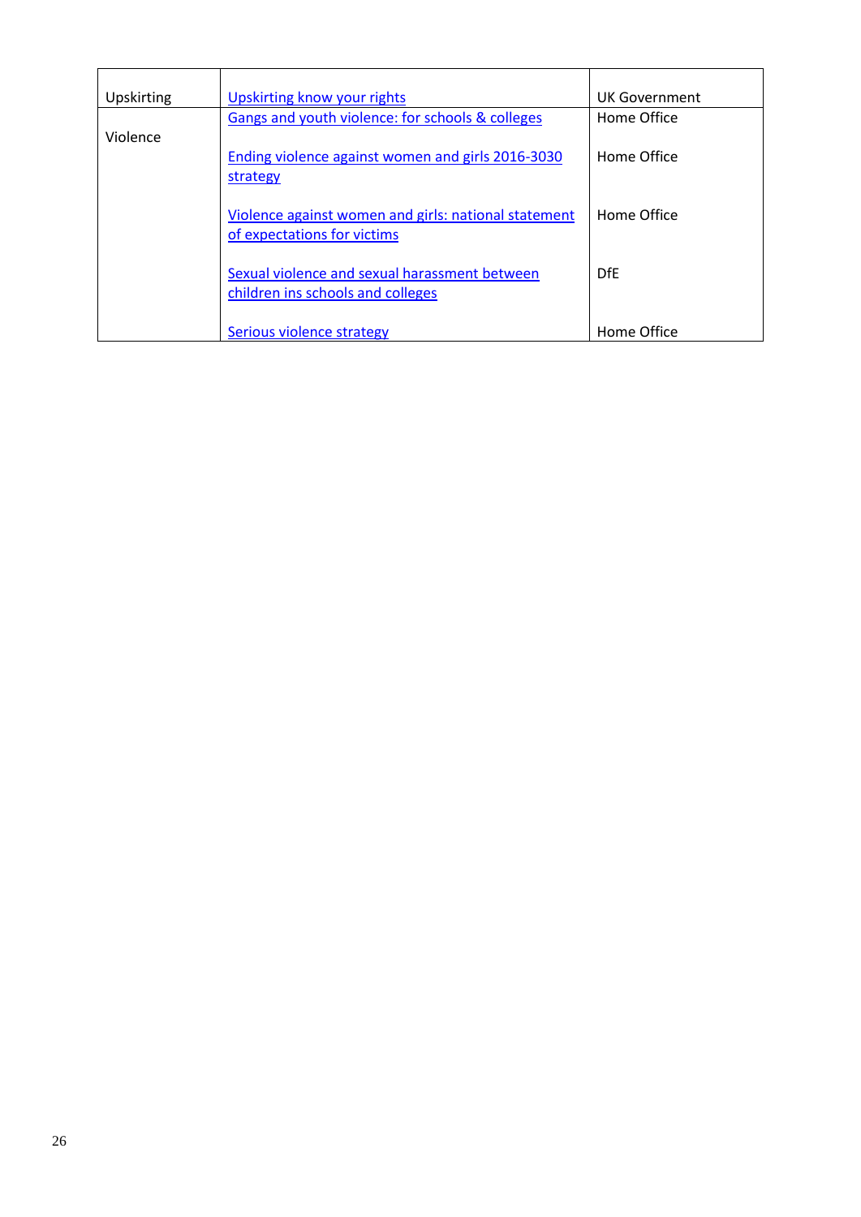| | | |
|---|---|---|
| Upskirting | Upskirting know your rights | UK Government |
| Violence | Gangs and youth violence: for schools & colleges | Home Office |
| | Ending violence against women and girls 2016-3030 strategy | Home Office |
| | Violence against women and girls: national statement of expectations for victims | Home Office |
| | Sexual violence and sexual harassment between children ins schools and colleges | DfE |
| | Serious violence strategy | Home Office |